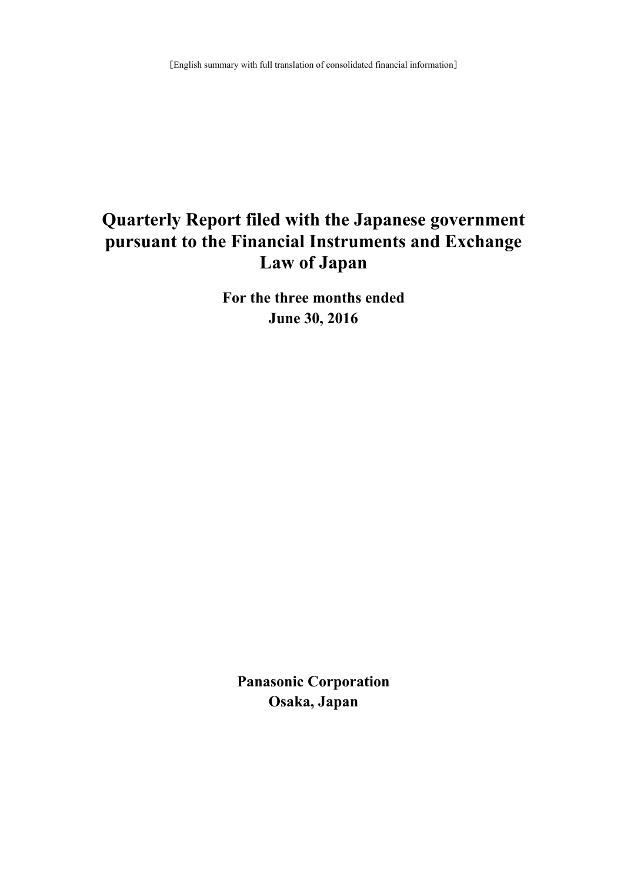［English summary with full translation of consolidated financial information］

# Quarterly Report filed with the Japanese government pursuant to the Financial Instruments and Exchange Law of Japan

**For the three months ended June 30, 2016**

**Panasonic Corporation**
**Osaka, Japan**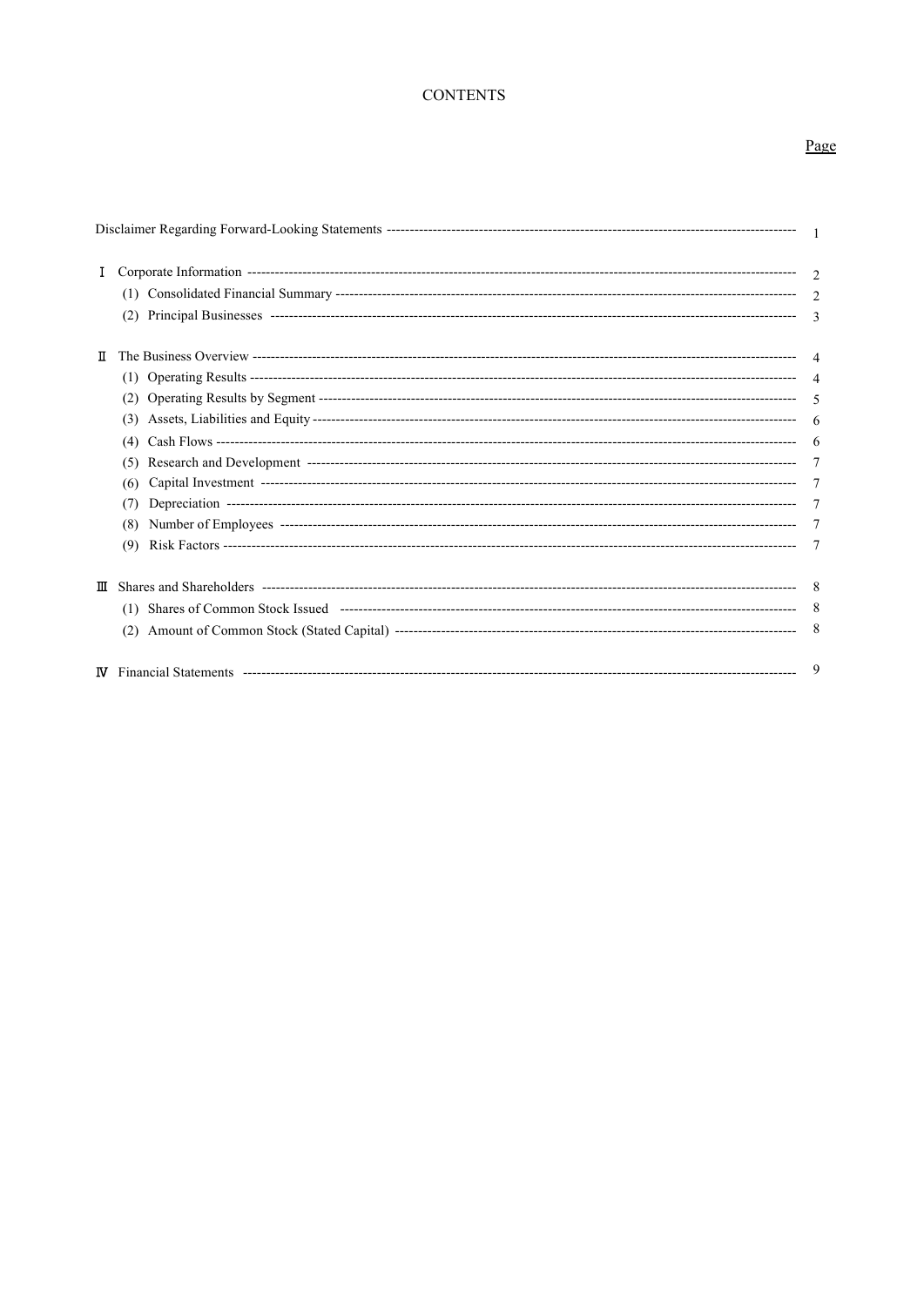# CONTENTS

| | Page |
|---|---|
| Disclaimer Regarding Forward-Looking Statements | 1 |
| Ⅰ Corporate Information | 2 |
| (1) Consolidated Financial Summary | 2 |
| (2) Principal Businesses | 3 |
| Ⅱ The Business Overview | 4 |
| (1) Operating Results | 4 |
| (2) Operating Results by Segment | 5 |
| (3) Assets, Liabilities and Equity | 6 |
| (4) Cash Flows | 6 |
| (5) Research and Development | 7 |
| (6) Capital Investment | 7 |
| (7) Depreciation | 7 |
| (8) Number of Employees | 7 |
| (9) Risk Factors | 7 |
| Ⅲ Shares and Shareholders | 8 |
| (1) Shares of Common Stock Issued | 8 |
| (2) Amount of Common Stock (Stated Capital) | 8 |
| Ⅳ Financial Statements | 9 |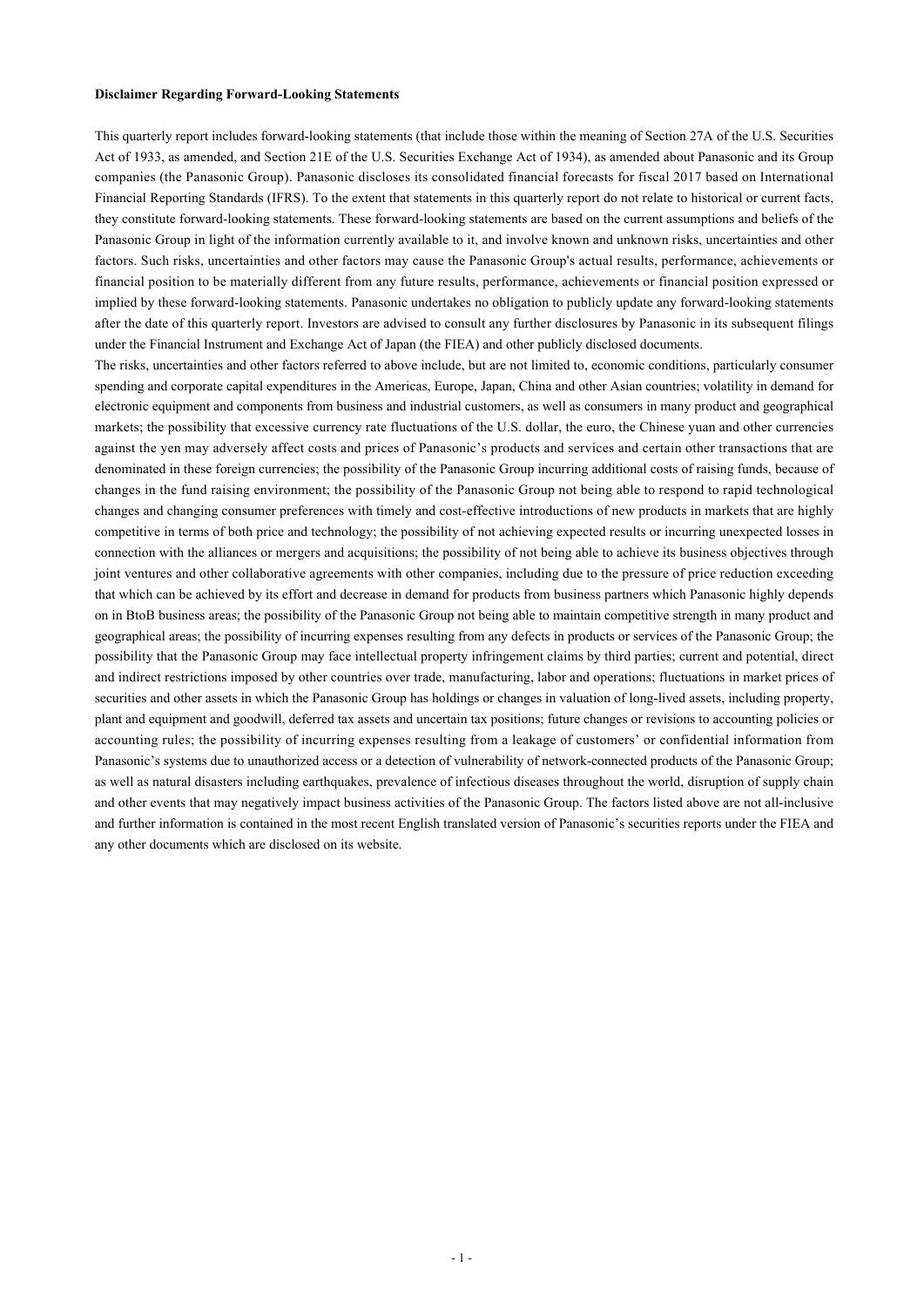**Disclaimer Regarding Forward-Looking Statements**

This quarterly report includes forward-looking statements (that include those within the meaning of Section 27A of the U.S. Securities Act of 1933, as amended, and Section 21E of the U.S. Securities Exchange Act of 1934), as amended about Panasonic and its Group companies (the Panasonic Group). Panasonic discloses its consolidated financial forecasts for fiscal 2017 based on International Financial Reporting Standards (IFRS). To the extent that statements in this quarterly report do not relate to historical or current facts, they constitute forward-looking statements. These forward-looking statements are based on the current assumptions and beliefs of the Panasonic Group in light of the information currently available to it, and involve known and unknown risks, uncertainties and other factors. Such risks, uncertainties and other factors may cause the Panasonic Group's actual results, performance, achievements or financial position to be materially different from any future results, performance, achievements or financial position expressed or implied by these forward-looking statements. Panasonic undertakes no obligation to publicly update any forward-looking statements after the date of this quarterly report. Investors are advised to consult any further disclosures by Panasonic in its subsequent filings under the Financial Instrument and Exchange Act of Japan (the FIEA) and other publicly disclosed documents.

The risks, uncertainties and other factors referred to above include, but are not limited to, economic conditions, particularly consumer spending and corporate capital expenditures in the Americas, Europe, Japan, China and other Asian countries; volatility in demand for electronic equipment and components from business and industrial customers, as well as consumers in many product and geographical markets; the possibility that excessive currency rate fluctuations of the U.S. dollar, the euro, the Chinese yuan and other currencies against the yen may adversely affect costs and prices of Panasonic's products and services and certain other transactions that are denominated in these foreign currencies; the possibility of the Panasonic Group incurring additional costs of raising funds, because of changes in the fund raising environment; the possibility of the Panasonic Group not being able to respond to rapid technological changes and changing consumer preferences with timely and cost-effective introductions of new products in markets that are highly competitive in terms of both price and technology; the possibility of not achieving expected results or incurring unexpected losses in connection with the alliances or mergers and acquisitions; the possibility of not being able to achieve its business objectives through joint ventures and other collaborative agreements with other companies, including due to the pressure of price reduction exceeding that which can be achieved by its effort and decrease in demand for products from business partners which Panasonic highly depends on in BtoB business areas; the possibility of the Panasonic Group not being able to maintain competitive strength in many product and geographical areas; the possibility of incurring expenses resulting from any defects in products or services of the Panasonic Group; the possibility that the Panasonic Group may face intellectual property infringement claims by third parties; current and potential, direct and indirect restrictions imposed by other countries over trade, manufacturing, labor and operations; fluctuations in market prices of securities and other assets in which the Panasonic Group has holdings or changes in valuation of long-lived assets, including property, plant and equipment and goodwill, deferred tax assets and uncertain tax positions; future changes or revisions to accounting policies or accounting rules; the possibility of incurring expenses resulting from a leakage of customers' or confidential information from Panasonic's systems due to unauthorized access or a detection of vulnerability of network-connected products of the Panasonic Group; as well as natural disasters including earthquakes, prevalence of infectious diseases throughout the world, disruption of supply chain and other events that may negatively impact business activities of the Panasonic Group. The factors listed above are not all-inclusive and further information is contained in the most recent English translated version of Panasonic's securities reports under the FIEA and any other documents which are disclosed on its website.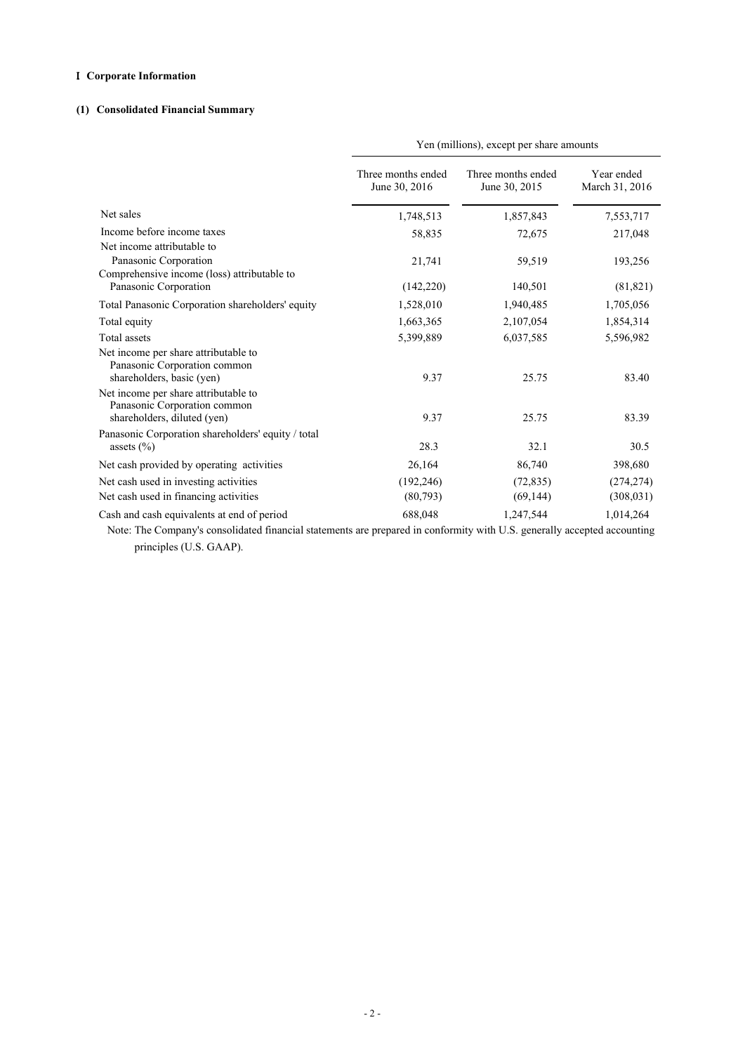## Ⅰ Corporate Information

### (1) Consolidated Financial Summary

| | Yen (millions), except per share amounts | | |
|---|---|---|---|
| | Three months ended June 30, 2016 | Three months ended June 30, 2015 | Year ended March 31, 2016 |
| Net sales | 1,748,513 | 1,857,843 | 7,553,717 |
| Income before income taxes | 58,835 | 72,675 | 217,048 |
| Net income attributable to Panasonic Corporation | 21,741 | 59,519 | 193,256 |
| Comprehensive income (loss) attributable to Panasonic Corporation | (142,220) | 140,501 | (81,821) |
| Total Panasonic Corporation shareholders' equity | 1,528,010 | 1,940,485 | 1,705,056 |
| Total equity | 1,663,365 | 2,107,054 | 1,854,314 |
| Total assets | 5,399,889 | 6,037,585 | 5,596,982 |
| Net income per share attributable to Panasonic Corporation common shareholders, basic (yen) | 9.37 | 25.75 | 83.40 |
| Net income per share attributable to Panasonic Corporation common shareholders, diluted (yen) | 9.37 | 25.75 | 83.39 |
| Panasonic Corporation shareholders' equity / total assets (%) | 28.3 | 32.1 | 30.5 |
| Net cash provided by operating activities | 26,164 | 86,740 | 398,680 |
| Net cash used in investing activities | (192,246) | (72,835) | (274,274) |
| Net cash used in financing activities | (80,793) | (69,144) | (308,031) |
| Cash and cash equivalents at end of period | 688,048 | 1,247,544 | 1,014,264 |

Note: The Company's consolidated financial statements are prepared in conformity with U.S. generally accepted accounting principles (U.S. GAAP).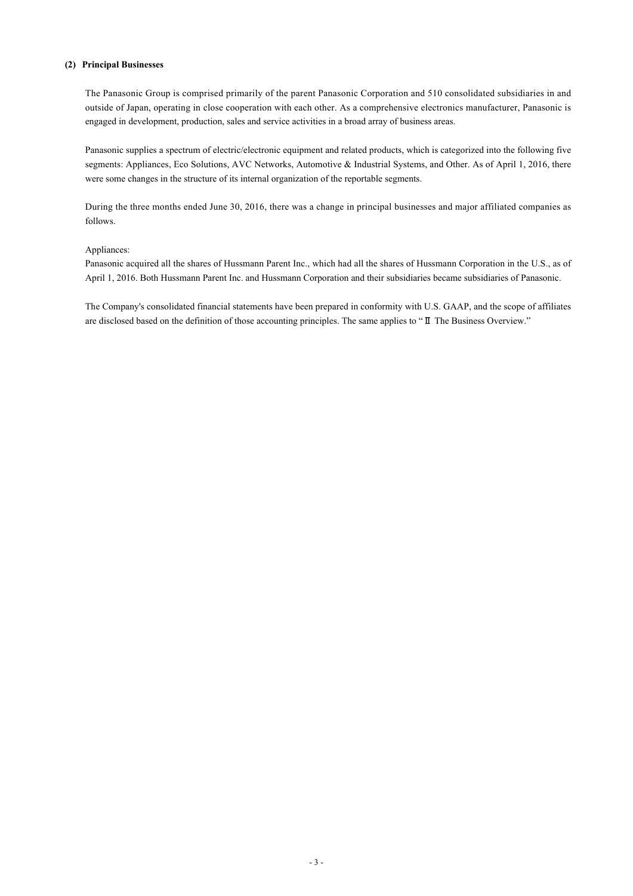### (2) Principal Businesses

The Panasonic Group is comprised primarily of the parent Panasonic Corporation and 510 consolidated subsidiaries in and outside of Japan, operating in close cooperation with each other. As a comprehensive electronics manufacturer, Panasonic is engaged in development, production, sales and service activities in a broad array of business areas.

Panasonic supplies a spectrum of electric/electronic equipment and related products, which is categorized into the following five segments: Appliances, Eco Solutions, AVC Networks, Automotive & Industrial Systems, and Other. As of April 1, 2016, there were some changes in the structure of its internal organization of the reportable segments.

During the three months ended June 30, 2016, there was a change in principal businesses and major affiliated companies as follows.

Appliances:
Panasonic acquired all the shares of Hussmann Parent Inc., which had all the shares of Hussmann Corporation in the U.S., as of April 1, 2016. Both Hussmann Parent Inc. and Hussmann Corporation and their subsidiaries became subsidiaries of Panasonic.

The Company's consolidated financial statements have been prepared in conformity with U.S. GAAP, and the scope of affiliates are disclosed based on the definition of those accounting principles. The same applies to "Ⅱ The Business Overview."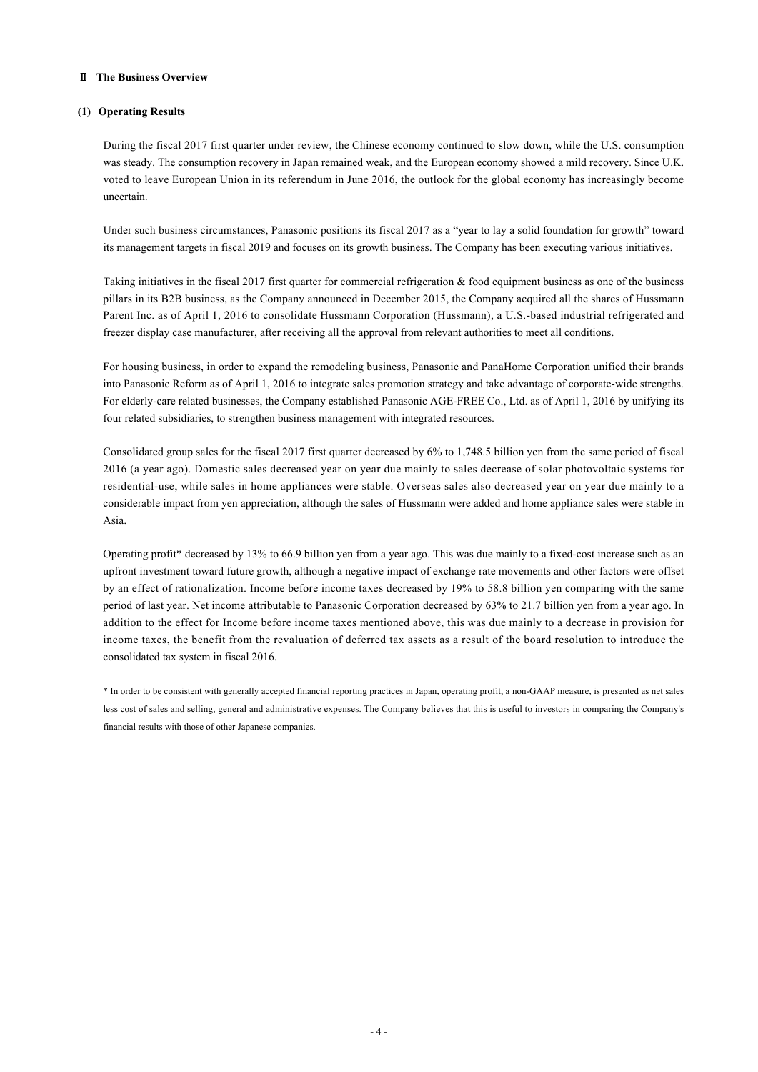## Ⅱ The Business Overview

### (1) Operating Results

During the fiscal 2017 first quarter under review, the Chinese economy continued to slow down, while the U.S. consumption was steady. The consumption recovery in Japan remained weak, and the European economy showed a mild recovery. Since U.K. voted to leave European Union in its referendum in June 2016, the outlook for the global economy has increasingly become uncertain.

Under such business circumstances, Panasonic positions its fiscal 2017 as a "year to lay a solid foundation for growth" toward its management targets in fiscal 2019 and focuses on its growth business. The Company has been executing various initiatives.

Taking initiatives in the fiscal 2017 first quarter for commercial refrigeration & food equipment business as one of the business pillars in its B2B business, as the Company announced in December 2015, the Company acquired all the shares of Hussmann Parent Inc. as of April 1, 2016 to consolidate Hussmann Corporation (Hussmann), a U.S.-based industrial refrigerated and freezer display case manufacturer, after receiving all the approval from relevant authorities to meet all conditions.

For housing business, in order to expand the remodeling business, Panasonic and PanaHome Corporation unified their brands into Panasonic Reform as of April 1, 2016 to integrate sales promotion strategy and take advantage of corporate-wide strengths. For elderly-care related businesses, the Company established Panasonic AGE-FREE Co., Ltd. as of April 1, 2016 by unifying its four related subsidiaries, to strengthen business management with integrated resources.

Consolidated group sales for the fiscal 2017 first quarter decreased by 6% to 1,748.5 billion yen from the same period of fiscal 2016 (a year ago). Domestic sales decreased year on year due mainly to sales decrease of solar photovoltaic systems for residential-use, while sales in home appliances were stable. Overseas sales also decreased year on year due mainly to a considerable impact from yen appreciation, although the sales of Hussmann were added and home appliance sales were stable in Asia.

Operating profit* decreased by 13% to 66.9 billion yen from a year ago. This was due mainly to a fixed-cost increase such as an upfront investment toward future growth, although a negative impact of exchange rate movements and other factors were offset by an effect of rationalization. Income before income taxes decreased by 19% to 58.8 billion yen comparing with the same period of last year. Net income attributable to Panasonic Corporation decreased by 63% to 21.7 billion yen from a year ago. In addition to the effect for Income before income taxes mentioned above, this was due mainly to a decrease in provision for income taxes, the benefit from the revaluation of deferred tax assets as a result of the board resolution to introduce the consolidated tax system in fiscal 2016.

\* In order to be consistent with generally accepted financial reporting practices in Japan, operating profit, a non-GAAP measure, is presented as net sales less cost of sales and selling, general and administrative expenses. The Company believes that this is useful to investors in comparing the Company's financial results with those of other Japanese companies.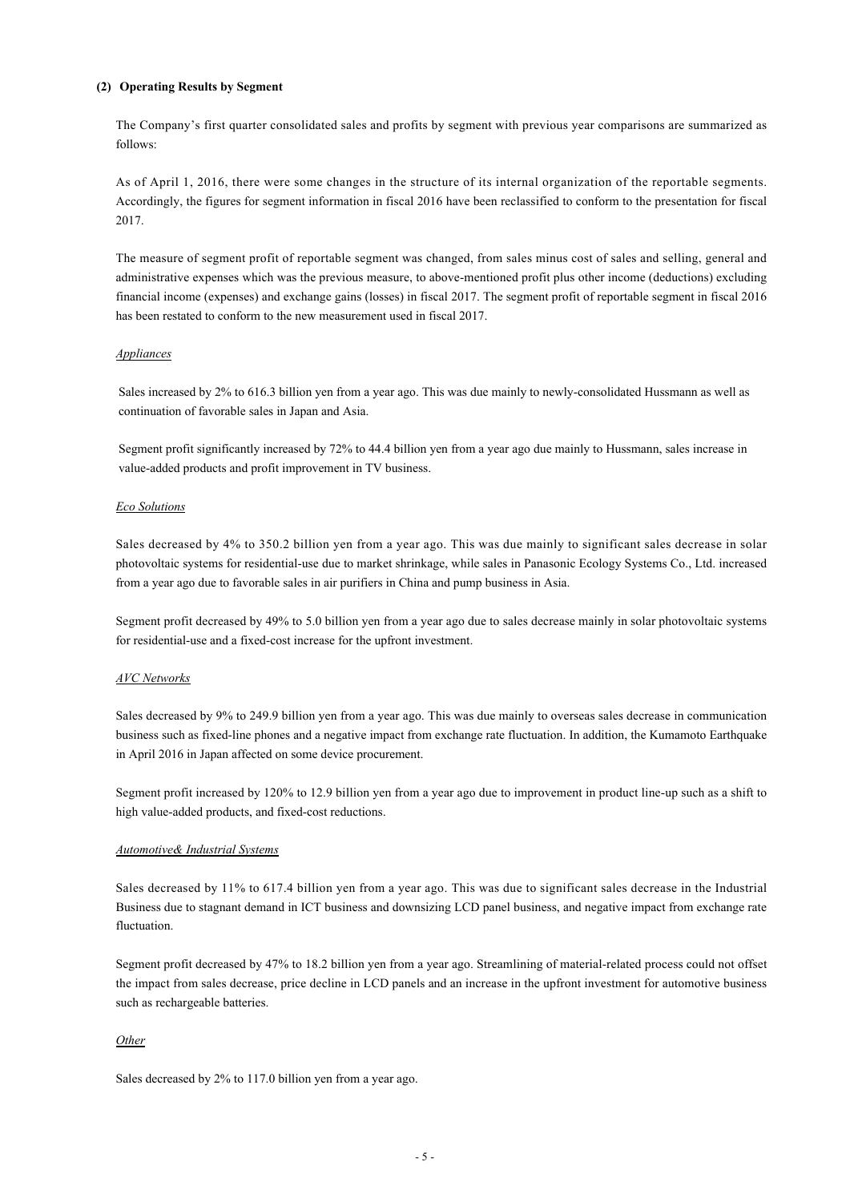**(2) Operating Results by Segment**

The Company's first quarter consolidated sales and profits by segment with previous year comparisons are summarized as follows:

As of April 1, 2016, there were some changes in the structure of its internal organization of the reportable segments. Accordingly, the figures for segment information in fiscal 2016 have been reclassified to conform to the presentation for fiscal 2017.

The measure of segment profit of reportable segment was changed, from sales minus cost of sales and selling, general and administrative expenses which was the previous measure, to above-mentioned profit plus other income (deductions) excluding financial income (expenses) and exchange gains (losses) in fiscal 2017. The segment profit of reportable segment in fiscal 2016 has been restated to conform to the new measurement used in fiscal 2017.

*Appliances*

Sales increased by 2% to 616.3 billion yen from a year ago. This was due mainly to newly-consolidated Hussmann as well as continuation of favorable sales in Japan and Asia.

Segment profit significantly increased by 72% to 44.4 billion yen from a year ago due mainly to Hussmann, sales increase in value-added products and profit improvement in TV business.

*Eco Solutions*

Sales decreased by 4% to 350.2 billion yen from a year ago. This was due mainly to significant sales decrease in solar photovoltaic systems for residential-use due to market shrinkage, while sales in Panasonic Ecology Systems Co., Ltd. increased from a year ago due to favorable sales in air purifiers in China and pump business in Asia.

Segment profit decreased by 49% to 5.0 billion yen from a year ago due to sales decrease mainly in solar photovoltaic systems for residential-use and a fixed-cost increase for the upfront investment.

*AVC Networks*

Sales decreased by 9% to 249.9 billion yen from a year ago. This was due mainly to overseas sales decrease in communication business such as fixed-line phones and a negative impact from exchange rate fluctuation. In addition, the Kumamoto Earthquake in April 2016 in Japan affected on some device procurement.

Segment profit increased by 120% to 12.9 billion yen from a year ago due to improvement in product line-up such as a shift to high value-added products, and fixed-cost reductions.

*Automotive& Industrial Systems*

Sales decreased by 11% to 617.4 billion yen from a year ago. This was due to significant sales decrease in the Industrial Business due to stagnant demand in ICT business and downsizing LCD panel business, and negative impact from exchange rate fluctuation.

Segment profit decreased by 47% to 18.2 billion yen from a year ago. Streamlining of material-related process could not offset the impact from sales decrease, price decline in LCD panels and an increase in the upfront investment for automotive business such as rechargeable batteries.

*Other*

Sales decreased by 2% to 117.0 billion yen from a year ago.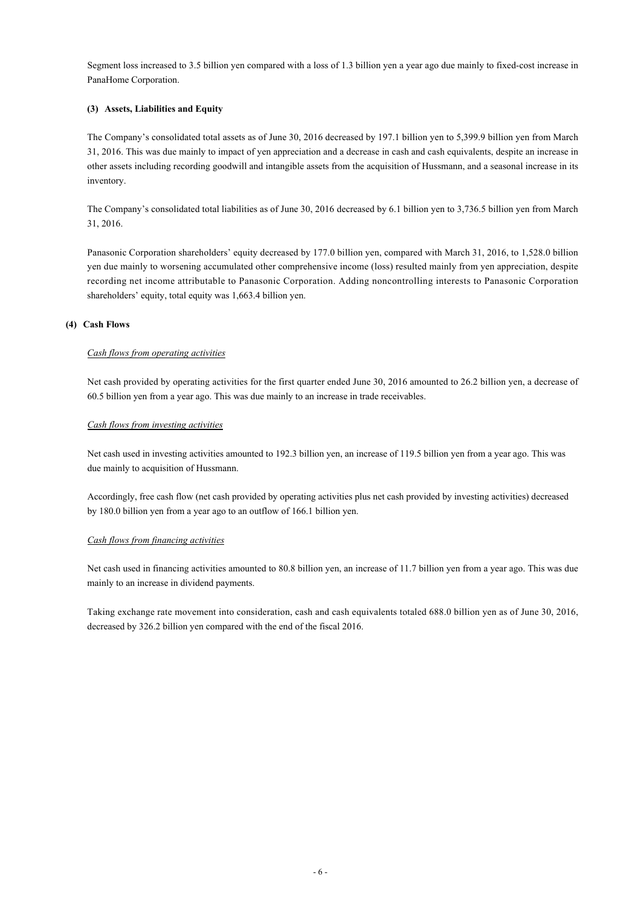Segment loss increased to 3.5 billion yen compared with a loss of 1.3 billion yen a year ago due mainly to fixed-cost increase in PanaHome Corporation.

#### (3) Assets, Liabilities and Equity

The Company's consolidated total assets as of June 30, 2016 decreased by 197.1 billion yen to 5,399.9 billion yen from March 31, 2016. This was due mainly to impact of yen appreciation and a decrease in cash and cash equivalents, despite an increase in other assets including recording goodwill and intangible assets from the acquisition of Hussmann, and a seasonal increase in its inventory.

The Company's consolidated total liabilities as of June 30, 2016 decreased by 6.1 billion yen to 3,736.5 billion yen from March 31, 2016.

Panasonic Corporation shareholders' equity decreased by 177.0 billion yen, compared with March 31, 2016, to 1,528.0 billion yen due mainly to worsening accumulated other comprehensive income (loss) resulted mainly from yen appreciation, despite recording net income attributable to Panasonic Corporation. Adding noncontrolling interests to Panasonic Corporation shareholders' equity, total equity was 1,663.4 billion yen.

#### (4) Cash Flows

*Cash flows from operating activities*

Net cash provided by operating activities for the first quarter ended June 30, 2016 amounted to 26.2 billion yen, a decrease of 60.5 billion yen from a year ago. This was due mainly to an increase in trade receivables.

*Cash flows from investing activities*

Net cash used in investing activities amounted to 192.3 billion yen, an increase of 119.5 billion yen from a year ago. This was due mainly to acquisition of Hussmann.

Accordingly, free cash flow (net cash provided by operating activities plus net cash provided by investing activities) decreased by 180.0 billion yen from a year ago to an outflow of 166.1 billion yen.

*Cash flows from financing activities*

Net cash used in financing activities amounted to 80.8 billion yen, an increase of 11.7 billion yen from a year ago. This was due mainly to an increase in dividend payments.

Taking exchange rate movement into consideration, cash and cash equivalents totaled 688.0 billion yen as of June 30, 2016, decreased by 326.2 billion yen compared with the end of the fiscal 2016.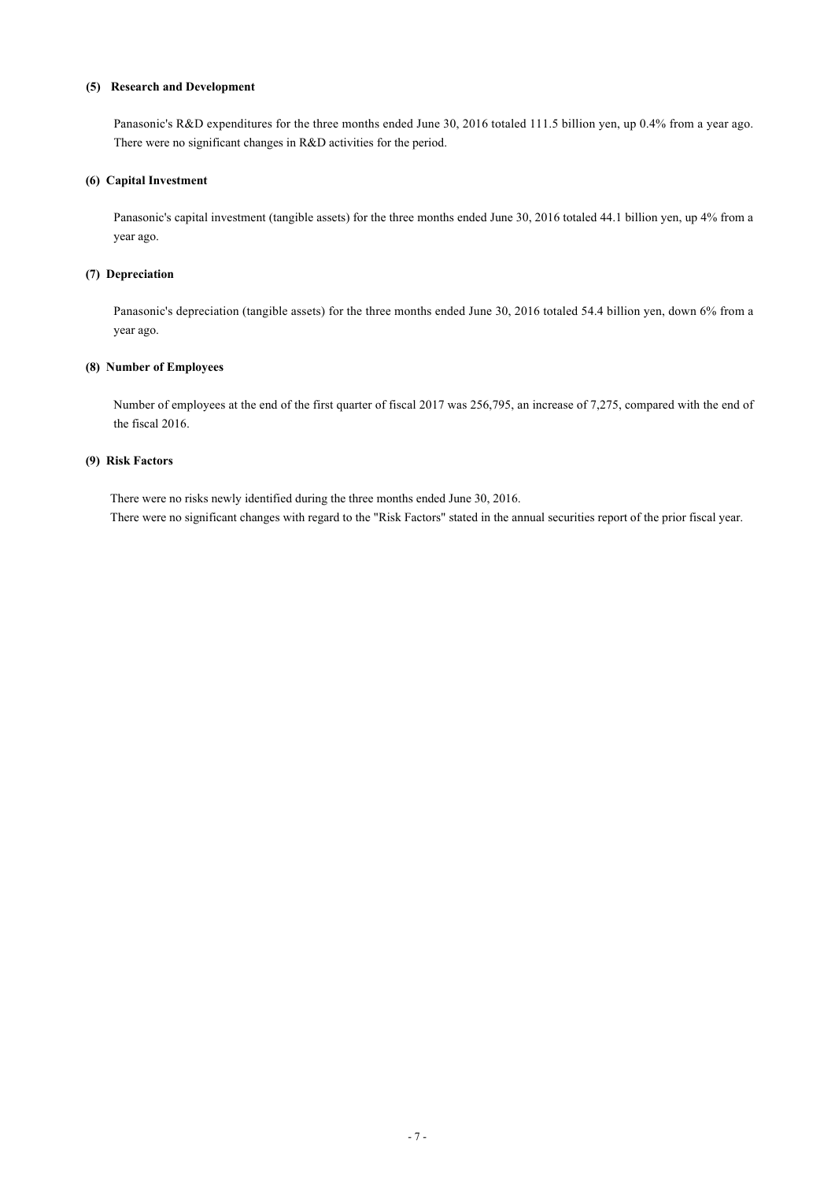#### (5) Research and Development

Panasonic's R&D expenditures for the three months ended June 30, 2016 totaled 111.5 billion yen, up 0.4% from a year ago. There were no significant changes in R&D activities for the period.

#### (6) Capital Investment

Panasonic's capital investment (tangible assets) for the three months ended June 30, 2016 totaled 44.1 billion yen, up 4% from a year ago.

#### (7) Depreciation

Panasonic's depreciation (tangible assets) for the three months ended June 30, 2016 totaled 54.4 billion yen, down 6% from a year ago.

#### (8) Number of Employees

Number of employees at the end of the first quarter of fiscal 2017 was 256,795, an increase of 7,275, compared with the end of the fiscal 2016.

#### (9) Risk Factors

There were no risks newly identified during the three months ended June 30, 2016.
There were no significant changes with regard to the "Risk Factors" stated in the annual securities report of the prior fiscal year.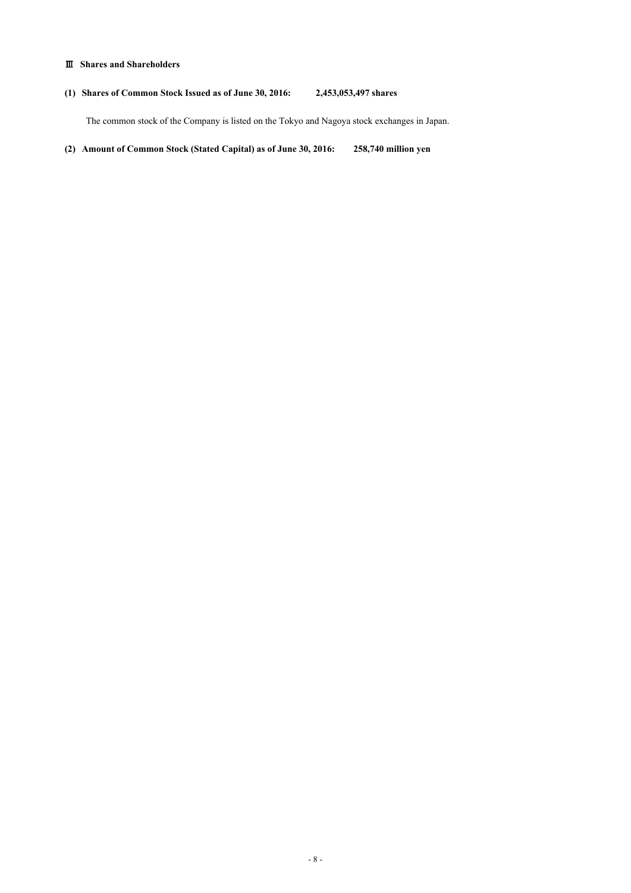## Ⅲ Shares and Shareholders

### (1) Shares of Common Stock Issued as of June 30, 2016: 2,453,053,497 shares

The common stock of the Company is listed on the Tokyo and Nagoya stock exchanges in Japan.

### (2) Amount of Common Stock (Stated Capital) as of June 30, 2016: 258,740 million yen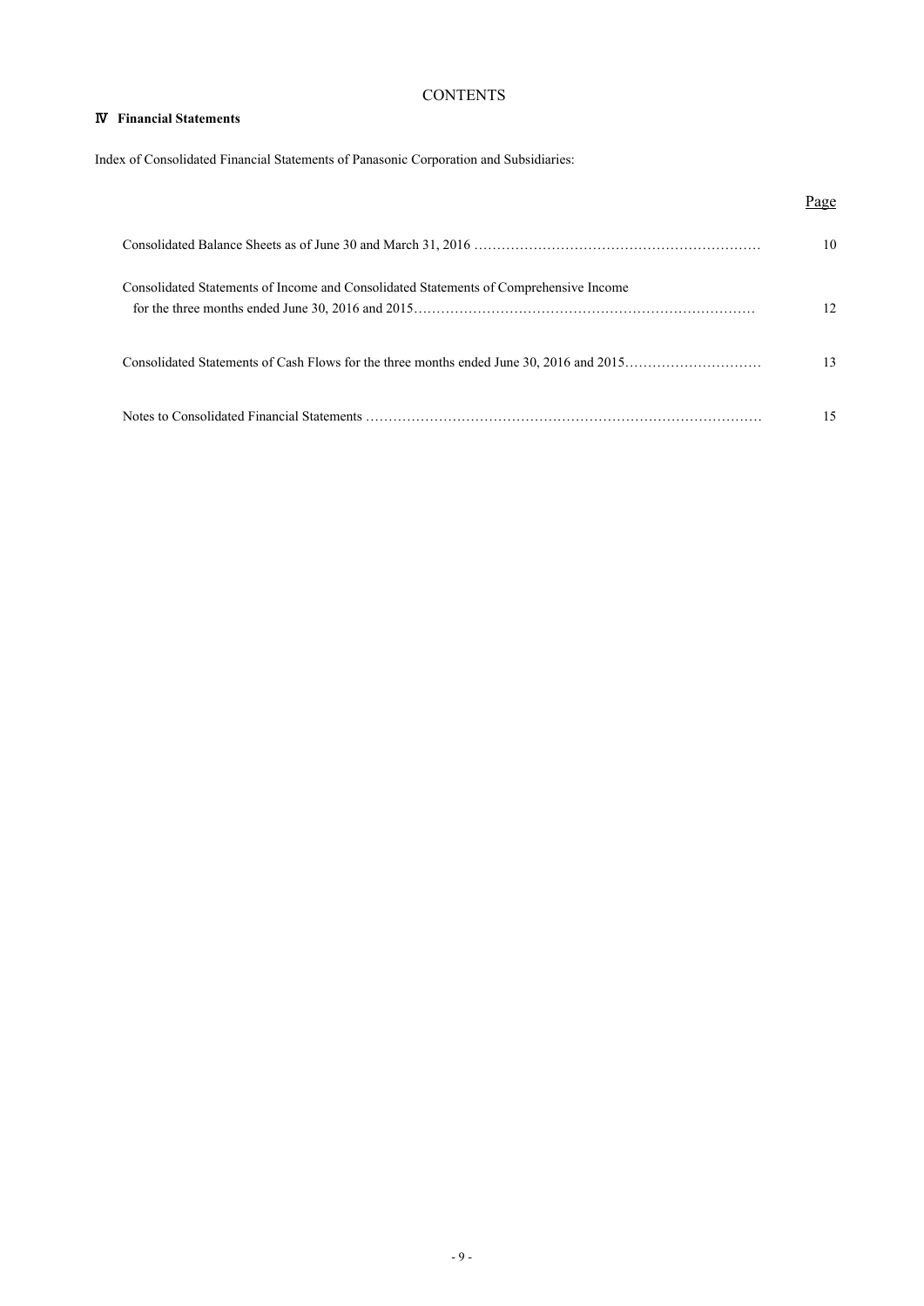# CONTENTS

## Ⅳ Financial Statements

Index of Consolidated Financial Statements of Panasonic Corporation and Subsidiaries:

| | Page |
|---|---|
| Consolidated Balance Sheets as of June 30 and March 31, 2016 ……………………………………………………… | 10 |
| Consolidated Statements of Income and Consolidated Statements of Comprehensive Income for the three months ended June 30, 2016 and 2015………………………………………………………………… | 12 |
| Consolidated Statements of Cash Flows for the three months ended June 30, 2016 and 2015………………………… | 13 |
| Notes to Consolidated Financial Statements …………………………………………………………………………… | 15 |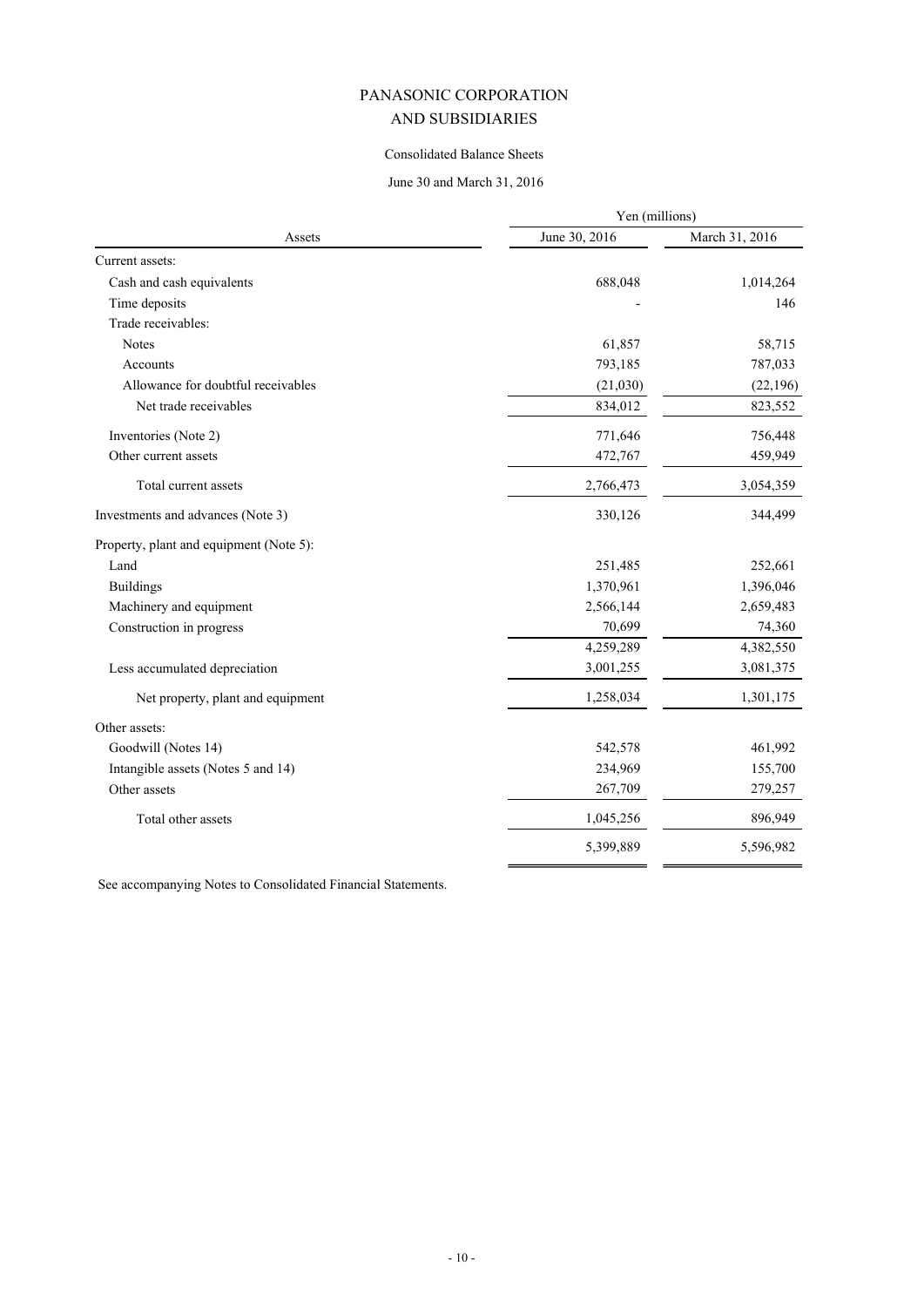# PANASONIC CORPORATION
# AND SUBSIDIARIES

## Consolidated Balance Sheets

### June 30 and March 31, 2016

| Assets | Yen (millions) | |
|---|---|---|
| | June 30, 2016 | March 31, 2016 |
| Current assets: | | |
| Cash and cash equivalents | 688,048 | 1,014,264 |
| Time deposits | - | 146 |
| Trade receivables: | | |
| Notes | 61,857 | 58,715 |
| Accounts | 793,185 | 787,033 |
| Allowance for doubtful receivables | (21,030) | (22,196) |
| Net trade receivables | 834,012 | 823,552 |
| Inventories (Note 2) | 771,646 | 756,448 |
| Other current assets | 472,767 | 459,949 |
| Total current assets | 2,766,473 | 3,054,359 |
| Investments and advances (Note 3) | 330,126 | 344,499 |
| Property, plant and equipment (Note 5): | | |
| Land | 251,485 | 252,661 |
| Buildings | 1,370,961 | 1,396,046 |
| Machinery and equipment | 2,566,144 | 2,659,483 |
| Construction in progress | 70,699 | 74,360 |
| | 4,259,289 | 4,382,550 |
| Less accumulated depreciation | 3,001,255 | 3,081,375 |
| Net property, plant and equipment | 1,258,034 | 1,301,175 |
| Other assets: | | |
| Goodwill (Notes 14) | 542,578 | 461,992 |
| Intangible assets (Notes 5 and 14) | 234,969 | 155,700 |
| Other assets | 267,709 | 279,257 |
| Total other assets | 1,045,256 | 896,949 |
| | 5,399,889 | 5,596,982 |

See accompanying Notes to Consolidated Financial Statements.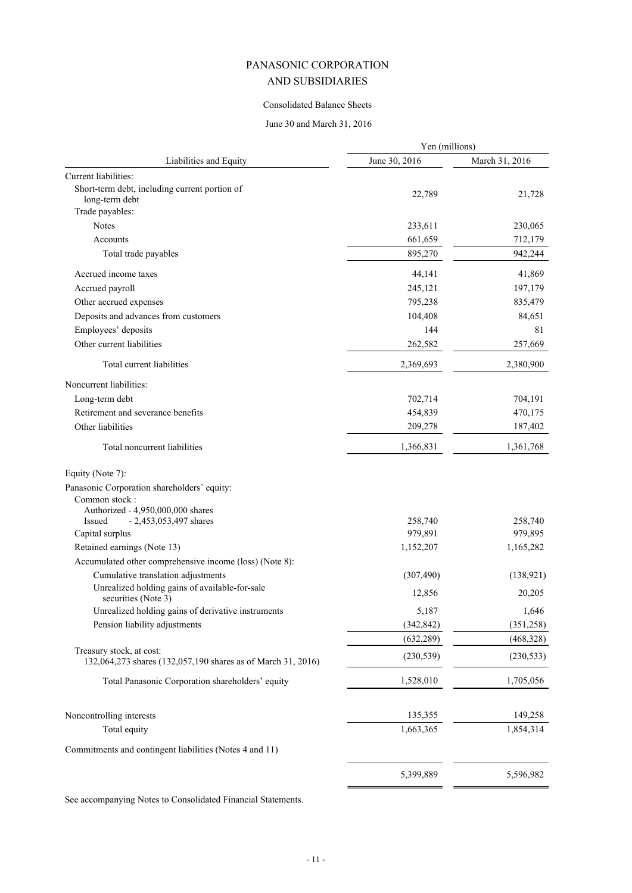# PANASONIC CORPORATION AND SUBSIDIARIES

Consolidated Balance Sheets

June 30 and March 31, 2016

| Liabilities and Equity | Yen (millions) June 30, 2016 | March 31, 2016 |
|---|---|---|
| Current liabilities: | | |
| Short-term debt, including current portion of long-term debt | 22,789 | 21,728 |
| Trade payables: | | |
| Notes | 233,611 | 230,065 |
| Accounts | 661,659 | 712,179 |
| Total trade payables | 895,270 | 942,244 |
| Accrued income taxes | 44,141 | 41,869 |
| Accrued payroll | 245,121 | 197,179 |
| Other accrued expenses | 795,238 | 835,479 |
| Deposits and advances from customers | 104,408 | 84,651 |
| Employees' deposits | 144 | 81 |
| Other current liabilities | 262,582 | 257,669 |
| Total current liabilities | 2,369,693 | 2,380,900 |
| Noncurrent liabilities: | | |
| Long-term debt | 702,714 | 704,191 |
| Retirement and severance benefits | 454,839 | 470,175 |
| Other liabilities | 209,278 | 187,402 |
| Total noncurrent liabilities | 1,366,831 | 1,361,768 |
| Equity (Note 7): | | |
| Panasonic Corporation shareholders' equity: | | |
| Common stock : Authorized - 4,950,000,000 shares Issued - 2,453,053,497 shares | 258,740 | 258,740 |
| Capital surplus | 979,891 | 979,895 |
| Retained earnings (Note 13) | 1,152,207 | 1,165,282 |
| Accumulated other comprehensive income (loss) (Note 8): | | |
| Cumulative translation adjustments | (307,490) | (138,921) |
| Unrealized holding gains of available-for-sale securities (Note 3) | 12,856 | 20,205 |
| Unrealized holding gains of derivative instruments | 5,187 | 1,646 |
| Pension liability adjustments | (342,842) | (351,258) |
| | (632,289) | (468,328) |
| Treasury stock, at cost: 132,064,273 shares (132,057,190 shares as of March 31, 2016) | (230,539) | (230,533) |
| Total Panasonic Corporation shareholders' equity | 1,528,010 | 1,705,056 |
| Noncontrolling interests | 135,355 | 149,258 |
| Total equity | 1,663,365 | 1,854,314 |
| Commitments and contingent liabilities (Notes 4 and 11) | | |
| | 5,399,889 | 5,596,982 |

See accompanying Notes to Consolidated Financial Statements.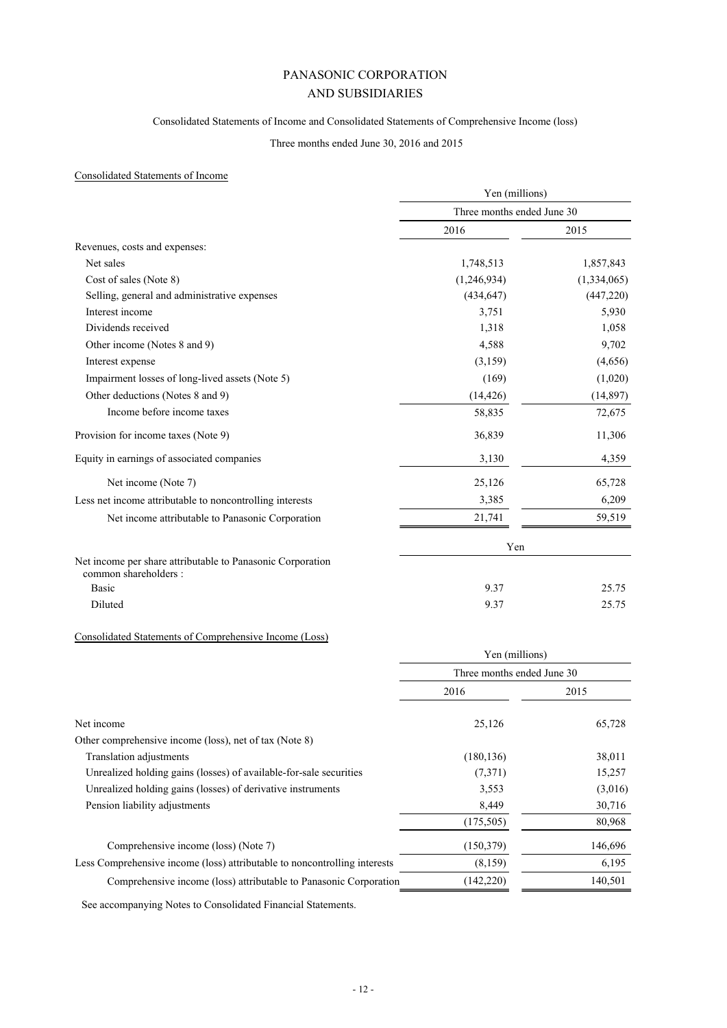# PANASONIC CORPORATION
# AND SUBSIDIARIES

Consolidated Statements of Income and Consolidated Statements of Comprehensive Income (loss)

Three months ended June 30, 2016 and 2015

## Consolidated Statements of Income

| | Yen (millions) | |
|---|---|---|
| | Three months ended June 30 | |
| | 2016 | 2015 |
| Revenues, costs and expenses: | | |
| Net sales | 1,748,513 | 1,857,843 |
| Cost of sales (Note 8) | (1,246,934) | (1,334,065) |
| Selling, general and administrative expenses | (434,647) | (447,220) |
| Interest income | 3,751 | 5,930 |
| Dividends received | 1,318 | 1,058 |
| Other income (Notes 8 and 9) | 4,588 | 9,702 |
| Interest expense | (3,159) | (4,656) |
| Impairment losses of long-lived assets (Note 5) | (169) | (1,020) |
| Other deductions (Notes 8 and 9) | (14,426) | (14,897) |
| Income before income taxes | 58,835 | 72,675 |
| Provision for income taxes (Note 9) | 36,839 | 11,306 |
| Equity in earnings of associated companies | 3,130 | 4,359 |
| Net income (Note 7) | 25,126 | 65,728 |
| Less net income attributable to noncontrolling interests | 3,385 | 6,209 |
| Net income attributable to Panasonic Corporation | 21,741 | 59,519 |
| | Yen | |
| Net income per share attributable to Panasonic Corporation common shareholders : | | |
| Basic | 9.37 | 25.75 |
| Diluted | 9.37 | 25.75 |

## Consolidated Statements of Comprehensive Income (Loss)

| | Yen (millions) | |
|---|---|---|
| | Three months ended June 30 | |
| | 2016 | 2015 |
| Net income | 25,126 | 65,728 |
| Other comprehensive income (loss), net of tax (Note 8) | | |
| Translation adjustments | (180,136) | 38,011 |
| Unrealized holding gains (losses) of available-for-sale securities | (7,371) | 15,257 |
| Unrealized holding gains (losses) of derivative instruments | 3,553 | (3,016) |
| Pension liability adjustments | 8,449 | 30,716 |
| | (175,505) | 80,968 |
| Comprehensive income (loss) (Note 7) | (150,379) | 146,696 |
| Less Comprehensive income (loss) attributable to noncontrolling interests | (8,159) | 6,195 |
| Comprehensive income (loss) attributable to Panasonic Corporation | (142,220) | 140,501 |

See accompanying Notes to Consolidated Financial Statements.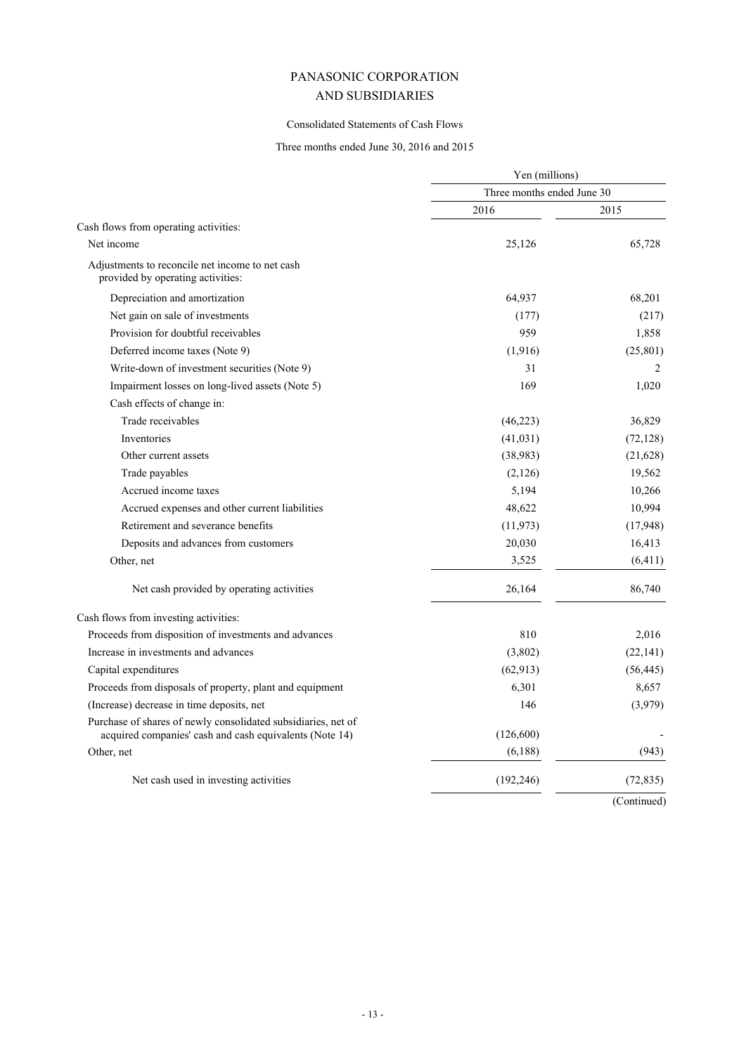# PANASONIC CORPORATION
# AND SUBSIDIARIES

Consolidated Statements of Cash Flows

Three months ended June 30, 2016 and 2015

| | Yen (millions) | |
|---|---|---|
| | Three months ended June 30 | |
| | 2016 | 2015 |
| Cash flows from operating activities: | | |
| Net income | 25,126 | 65,728 |
| Adjustments to reconcile net income to net cash provided by operating activities: | | |
| Depreciation and amortization | 64,937 | 68,201 |
| Net gain on sale of investments | (177) | (217) |
| Provision for doubtful receivables | 959 | 1,858 |
| Deferred income taxes (Note 9) | (1,916) | (25,801) |
| Write-down of investment securities (Note 9) | 31 | 2 |
| Impairment losses on long-lived assets (Note 5) | 169 | 1,020 |
| Cash effects of change in: | | |
| Trade receivables | (46,223) | 36,829 |
| Inventories | (41,031) | (72,128) |
| Other current assets | (38,983) | (21,628) |
| Trade payables | (2,126) | 19,562 |
| Accrued income taxes | 5,194 | 10,266 |
| Accrued expenses and other current liabilities | 48,622 | 10,994 |
| Retirement and severance benefits | (11,973) | (17,948) |
| Deposits and advances from customers | 20,030 | 16,413 |
| Other, net | 3,525 | (6,411) |
| Net cash provided by operating activities | 26,164 | 86,740 |
| Cash flows from investing activities: | | |
| Proceeds from disposition of investments and advances | 810 | 2,016 |
| Increase in investments and advances | (3,802) | (22,141) |
| Capital expenditures | (62,913) | (56,445) |
| Proceeds from disposals of property, plant and equipment | 6,301 | 8,657 |
| (Increase) decrease in time deposits, net | 146 | (3,979) |
| Purchase of shares of newly consolidated subsidiaries, net of acquired companies' cash and cash equivalents (Note 14) | (126,600) | - |
| Other, net | (6,188) | (943) |
| Net cash used in investing activities | (192,246) | (72,835) |

(Continued)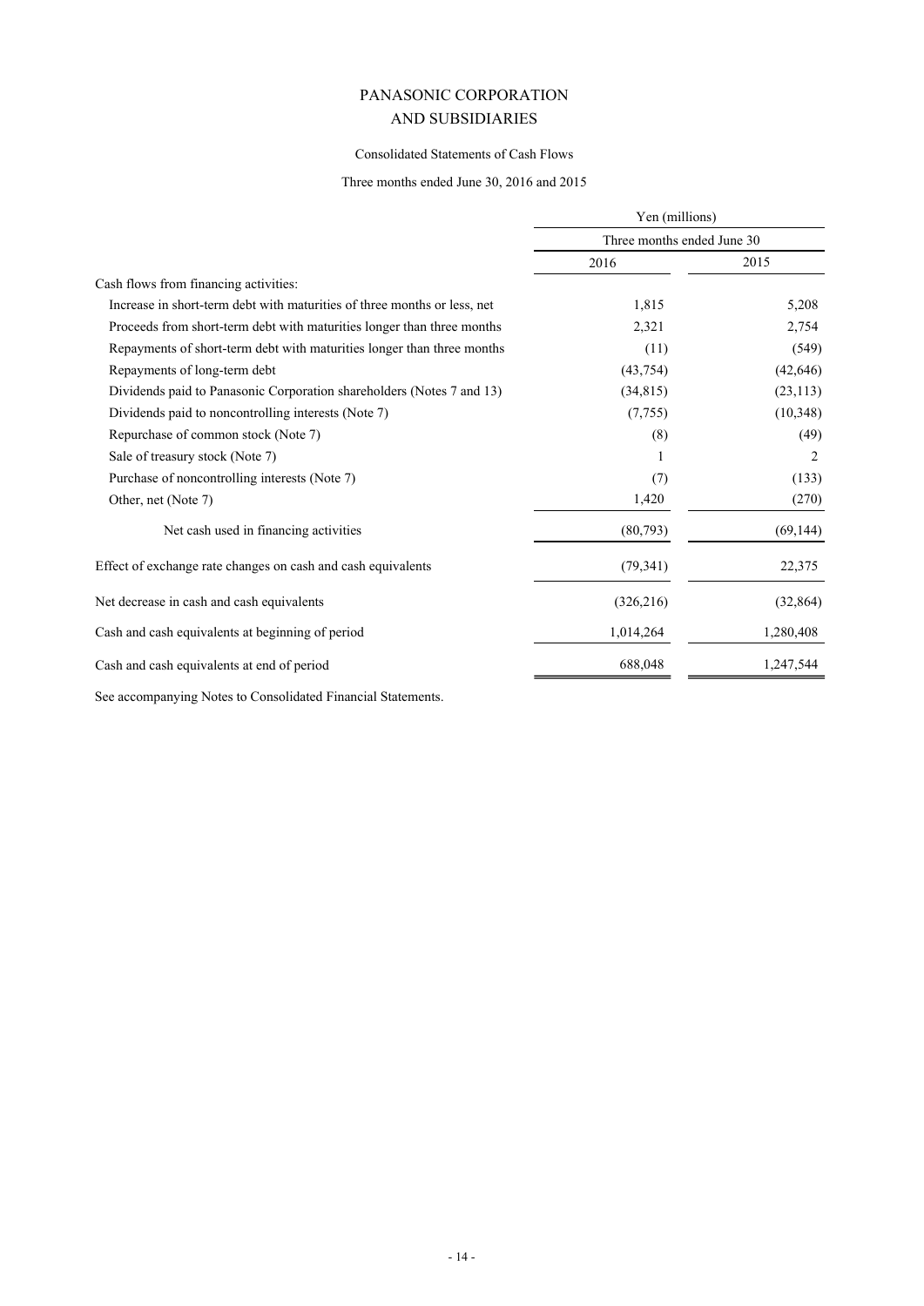# PANASONIC CORPORATION
# AND SUBSIDIARIES

## Consolidated Statements of Cash Flows

### Three months ended June 30, 2016 and 2015

| | Yen (millions) | |
|---|---|---|
| | Three months ended June 30 | |
| | 2016 | 2015 |
| Cash flows from financing activities: | | |
| Increase in short-term debt with maturities of three months or less, net | 1,815 | 5,208 |
| Proceeds from short-term debt with maturities longer than three months | 2,321 | 2,754 |
| Repayments of short-term debt with maturities longer than three months | (11) | (549) |
| Repayments of long-term debt | (43,754) | (42,646) |
| Dividends paid to Panasonic Corporation shareholders (Notes 7 and 13) | (34,815) | (23,113) |
| Dividends paid to noncontrolling interests (Note 7) | (7,755) | (10,348) |
| Repurchase of common stock (Note 7) | (8) | (49) |
| Sale of treasury stock (Note 7) | 1 | 2 |
| Purchase of noncontrolling interests (Note 7) | (7) | (133) |
| Other, net (Note 7) | 1,420 | (270) |
| Net cash used in financing activities | (80,793) | (69,144) |
| Effect of exchange rate changes on cash and cash equivalents | (79,341) | 22,375 |
| Net decrease in cash and cash equivalents | (326,216) | (32,864) |
| Cash and cash equivalents at beginning of period | 1,014,264 | 1,280,408 |
| Cash and cash equivalents at end of period | 688,048 | 1,247,544 |

See accompanying Notes to Consolidated Financial Statements.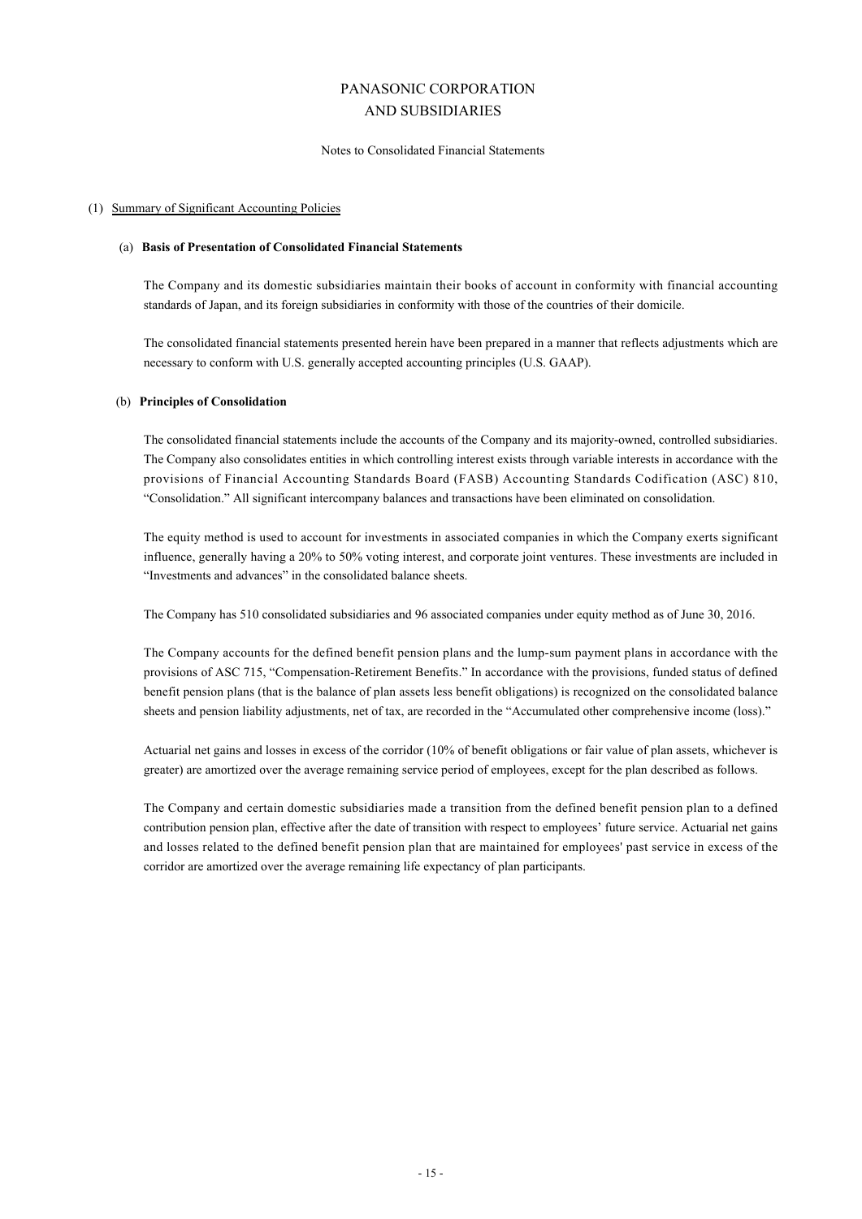# PANASONIC CORPORATION AND SUBSIDIARIES

Notes to Consolidated Financial Statements

## (1) Summary of Significant Accounting Policies

### (a) Basis of Presentation of Consolidated Financial Statements

The Company and its domestic subsidiaries maintain their books of account in conformity with financial accounting standards of Japan, and its foreign subsidiaries in conformity with those of the countries of their domicile.

The consolidated financial statements presented herein have been prepared in a manner that reflects adjustments which are necessary to conform with U.S. generally accepted accounting principles (U.S. GAAP).

### (b) Principles of Consolidation

The consolidated financial statements include the accounts of the Company and its majority-owned, controlled subsidiaries. The Company also consolidates entities in which controlling interest exists through variable interests in accordance with the provisions of Financial Accounting Standards Board (FASB) Accounting Standards Codification (ASC) 810, "Consolidation." All significant intercompany balances and transactions have been eliminated on consolidation.

The equity method is used to account for investments in associated companies in which the Company exerts significant influence, generally having a 20% to 50% voting interest, and corporate joint ventures. These investments are included in "Investments and advances" in the consolidated balance sheets.

The Company has 510 consolidated subsidiaries and 96 associated companies under equity method as of June 30, 2016.

The Company accounts for the defined benefit pension plans and the lump-sum payment plans in accordance with the provisions of ASC 715, "Compensation-Retirement Benefits." In accordance with the provisions, funded status of defined benefit pension plans (that is the balance of plan assets less benefit obligations) is recognized on the consolidated balance sheets and pension liability adjustments, net of tax, are recorded in the "Accumulated other comprehensive income (loss)."

Actuarial net gains and losses in excess of the corridor (10% of benefit obligations or fair value of plan assets, whichever is greater) are amortized over the average remaining service period of employees, except for the plan described as follows.

The Company and certain domestic subsidiaries made a transition from the defined benefit pension plan to a defined contribution pension plan, effective after the date of transition with respect to employees' future service. Actuarial net gains and losses related to the defined benefit pension plan that are maintained for employees' past service in excess of the corridor are amortized over the average remaining life expectancy of plan participants.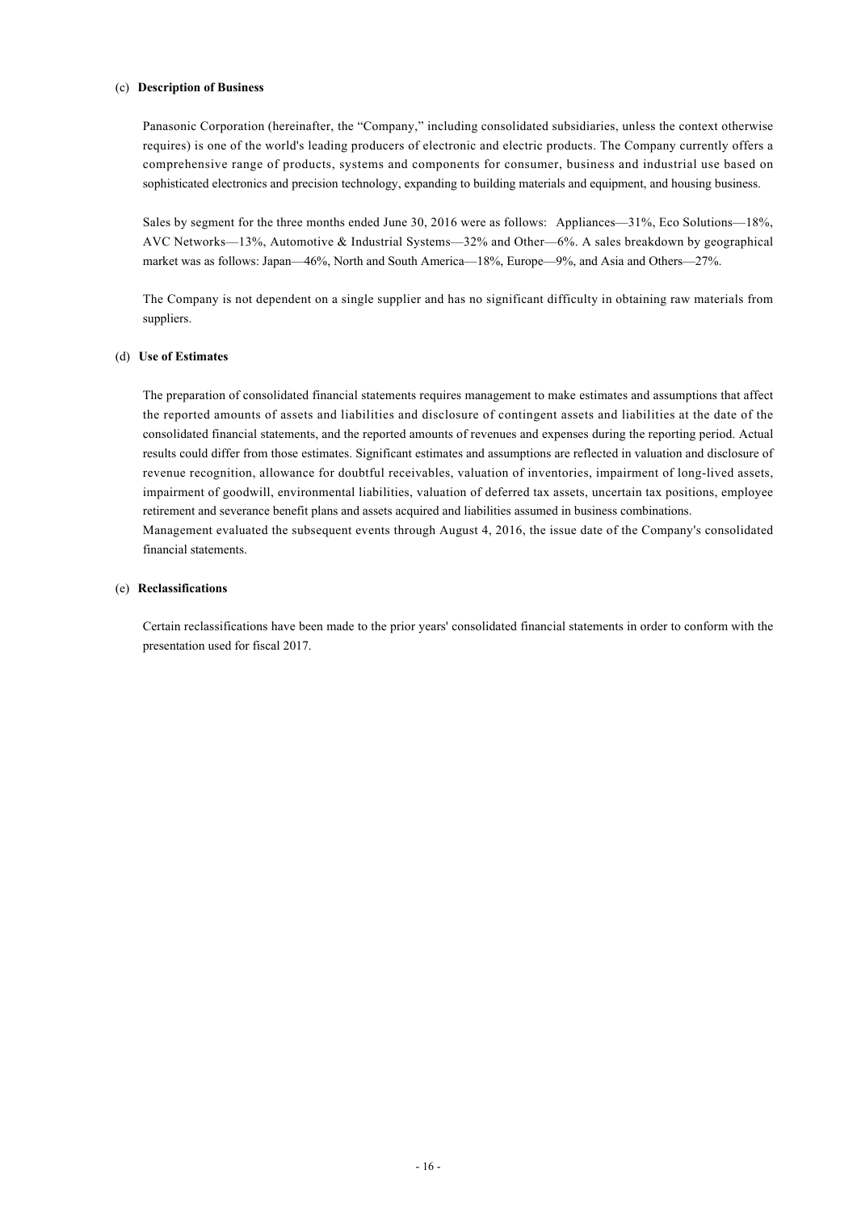(c) **Description of Business**

Panasonic Corporation (hereinafter, the "Company," including consolidated subsidiaries, unless the context otherwise requires) is one of the world's leading producers of electronic and electric products. The Company currently offers a comprehensive range of products, systems and components for consumer, business and industrial use based on sophisticated electronics and precision technology, expanding to building materials and equipment, and housing business.

Sales by segment for the three months ended June 30, 2016 were as follows: Appliances—31%, Eco Solutions—18%, AVC Networks—13%, Automotive & Industrial Systems—32% and Other—6%. A sales breakdown by geographical market was as follows: Japan—46%, North and South America—18%, Europe—9%, and Asia and Others—27%.

The Company is not dependent on a single supplier and has no significant difficulty in obtaining raw materials from suppliers.

(d) **Use of Estimates**

The preparation of consolidated financial statements requires management to make estimates and assumptions that affect the reported amounts of assets and liabilities and disclosure of contingent assets and liabilities at the date of the consolidated financial statements, and the reported amounts of revenues and expenses during the reporting period. Actual results could differ from those estimates. Significant estimates and assumptions are reflected in valuation and disclosure of revenue recognition, allowance for doubtful receivables, valuation of inventories, impairment of long-lived assets, impairment of goodwill, environmental liabilities, valuation of deferred tax assets, uncertain tax positions, employee retirement and severance benefit plans and assets acquired and liabilities assumed in business combinations.
Management evaluated the subsequent events through August 4, 2016, the issue date of the Company's consolidated financial statements.

(e) **Reclassifications**

Certain reclassifications have been made to the prior years' consolidated financial statements in order to conform with the presentation used for fiscal 2017.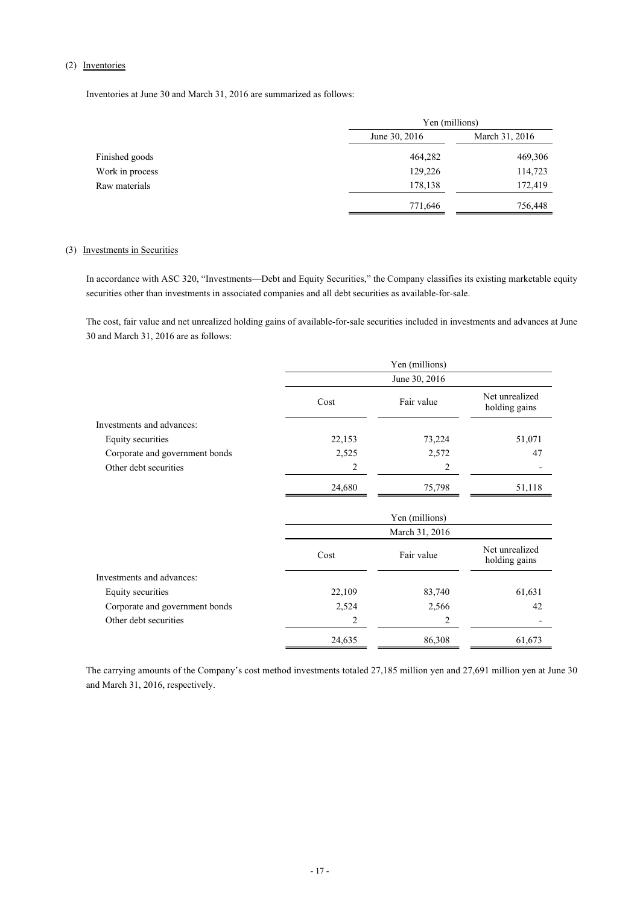(2) Inventories

Inventories at June 30 and March 31, 2016 are summarized as follows:

| | Yen (millions) | |
|---|---|---|
| | June 30, 2016 | March 31, 2016 |
| Finished goods | 464,282 | 469,306 |
| Work in process | 129,226 | 114,723 |
| Raw materials | 178,138 | 172,419 |
| | 771,646 | 756,448 |

(3) Investments in Securities

In accordance with ASC 320, "Investments—Debt and Equity Securities," the Company classifies its existing marketable equity securities other than investments in associated companies and all debt securities as available-for-sale.

The cost, fair value and net unrealized holding gains of available-for-sale securities included in investments and advances at June 30 and March 31, 2016 are as follows:

| | Yen (millions) | | |
|---|---|---|---|
| | June 30, 2016 | | |
| | Cost | Fair value | Net unrealized holding gains |
| Investments and advances: | | | |
| Equity securities | 22,153 | 73,224 | 51,071 |
| Corporate and government bonds | 2,525 | 2,572 | 47 |
| Other debt securities | 2 | 2 | - |
| | 24,680 | 75,798 | 51,118 |

| | Yen (millions) | | |
|---|---|---|---|
| | March 31, 2016 | | |
| | Cost | Fair value | Net unrealized holding gains |
| Investments and advances: | | | |
| Equity securities | 22,109 | 83,740 | 61,631 |
| Corporate and government bonds | 2,524 | 2,566 | 42 |
| Other debt securities | 2 | 2 | - |
| | 24,635 | 86,308 | 61,673 |

The carrying amounts of the Company's cost method investments totaled 27,185 million yen and 27,691 million yen at June 30 and March 31, 2016, respectively.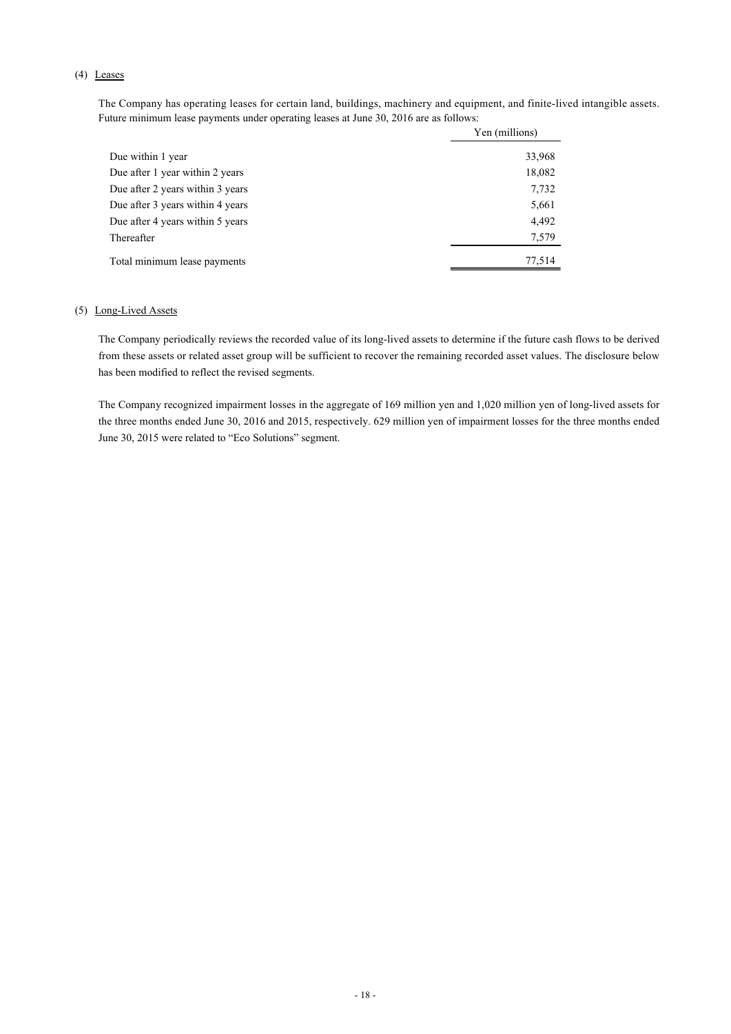### (4) Leases

The Company has operating leases for certain land, buildings, machinery and equipment, and finite-lived intangible assets. Future minimum lease payments under operating leases at June 30, 2016 are as follows:

| | Yen (millions) |
|---|---|
| Due within 1 year | 33,968 |
| Due after 1 year within 2 years | 18,082 |
| Due after 2 years within 3 years | 7,732 |
| Due after 3 years within 4 years | 5,661 |
| Due after 4 years within 5 years | 4,492 |
| Thereafter | 7,579 |
| Total minimum lease payments | 77,514 |

### (5) Long-Lived Assets

The Company periodically reviews the recorded value of its long-lived assets to determine if the future cash flows to be derived from these assets or related asset group will be sufficient to recover the remaining recorded asset values. The disclosure below has been modified to reflect the revised segments.

The Company recognized impairment losses in the aggregate of 169 million yen and 1,020 million yen of long-lived assets for the three months ended June 30, 2016 and 2015, respectively. 629 million yen of impairment losses for the three months ended June 30, 2015 were related to "Eco Solutions" segment.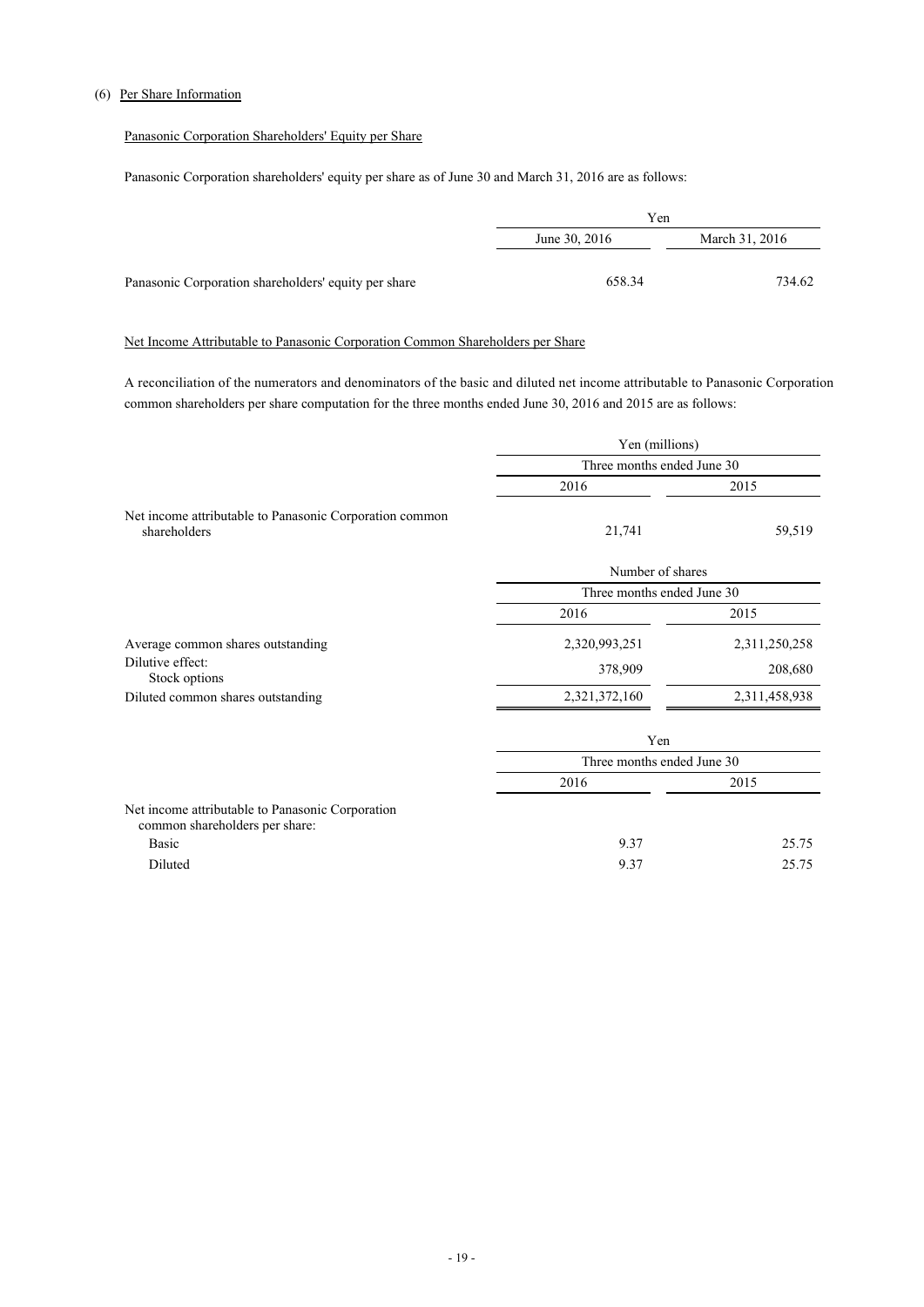(6) Per Share Information

Panasonic Corporation Shareholders' Equity per Share

Panasonic Corporation shareholders' equity per share as of June 30 and March 31, 2016 are as follows:

| | Yen | |
|---|---|---|
| | June 30, 2016 | March 31, 2016 |
| Panasonic Corporation shareholders' equity per share | 658.34 | 734.62 |

Net Income Attributable to Panasonic Corporation Common Shareholders per Share

A reconciliation of the numerators and denominators of the basic and diluted net income attributable to Panasonic Corporation common shareholders per share computation for the three months ended June 30, 2016 and 2015 are as follows:

| | Yen (millions) | |
|---|---|---|
| | Three months ended June 30 | |
| | 2016 | 2015 |
| Net income attributable to Panasonic Corporation common shareholders | 21,741 | 59,519 |

| | Number of shares | |
|---|---|---|
| | Three months ended June 30 | |
| | 2016 | 2015 |
| Average common shares outstanding | 2,320,993,251 | 2,311,250,258 |
| Dilutive effect: Stock options | 378,909 | 208,680 |
| Diluted common shares outstanding | 2,321,372,160 | 2,311,458,938 |

| | Yen | |
|---|---|---|
| | Three months ended June 30 | |
| | 2016 | 2015 |
| Net income attributable to Panasonic Corporation common shareholders per share: | | |
| Basic | 9.37 | 25.75 |
| Diluted | 9.37 | 25.75 |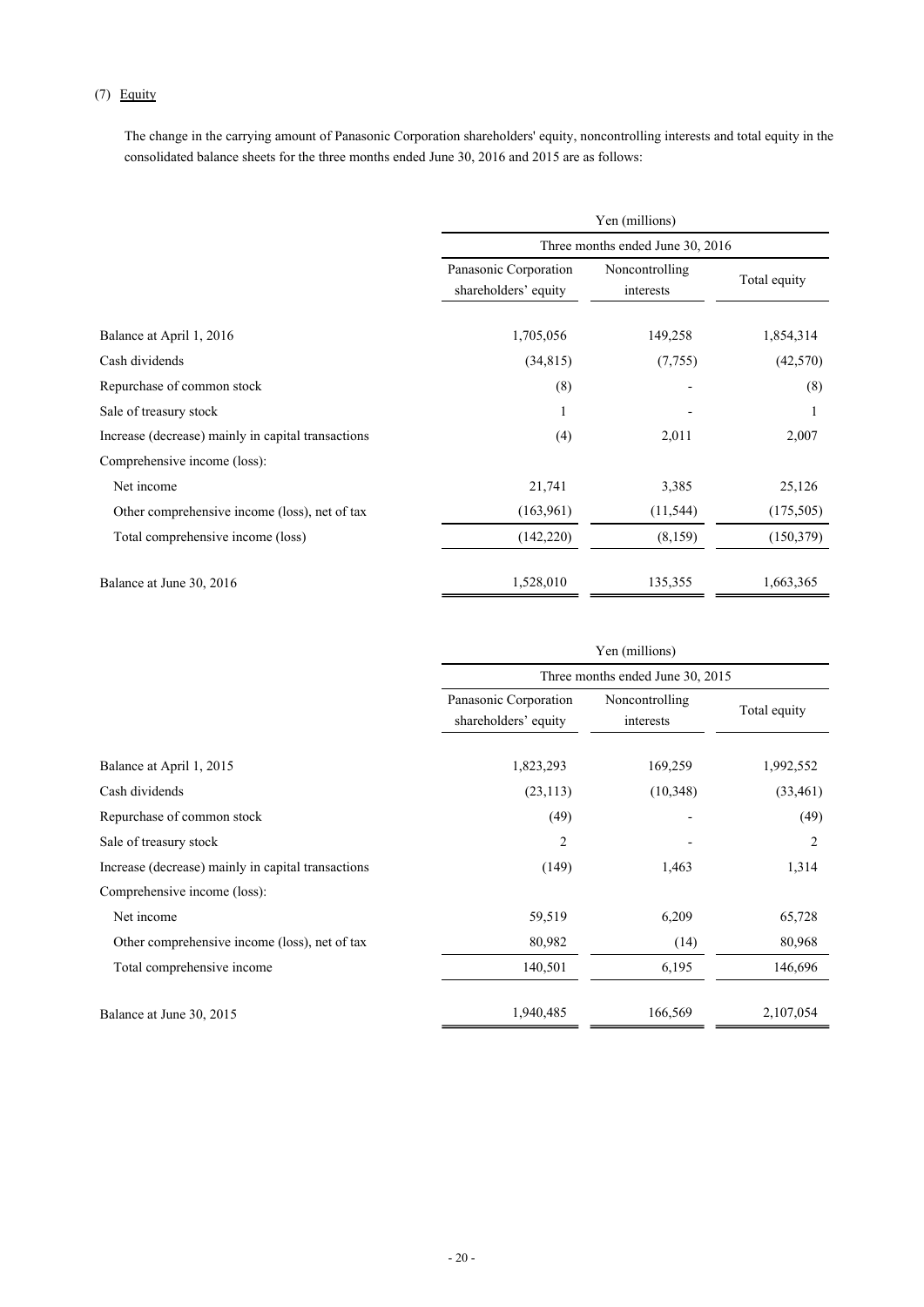(7) Equity

The change in the carrying amount of Panasonic Corporation shareholders' equity, noncontrolling interests and total equity in the consolidated balance sheets for the three months ended June 30, 2016 and 2015 are as follows:

| | Yen (millions) | | |
|---|---|---|---|
| | Three months ended June 30, 2016 | | |
| | Panasonic Corporation shareholders' equity | Noncontrolling interests | Total equity |
| Balance at April 1, 2016 | 1,705,056 | 149,258 | 1,854,314 |
| Cash dividends | (34,815) | (7,755) | (42,570) |
| Repurchase of common stock | (8) | - | (8) |
| Sale of treasury stock | 1 | - | 1 |
| Increase (decrease) mainly in capital transactions | (4) | 2,011 | 2,007 |
| Comprehensive income (loss): | | | |
| Net income | 21,741 | 3,385 | 25,126 |
| Other comprehensive income (loss), net of tax | (163,961) | (11,544) | (175,505) |
| Total comprehensive income (loss) | (142,220) | (8,159) | (150,379) |
| Balance at June 30, 2016 | 1,528,010 | 135,355 | 1,663,365 |

| | Yen (millions) | | |
|---|---|---|---|
| | Three months ended June 30, 2015 | | |
| | Panasonic Corporation shareholders' equity | Noncontrolling interests | Total equity |
| Balance at April 1, 2015 | 1,823,293 | 169,259 | 1,992,552 |
| Cash dividends | (23,113) | (10,348) | (33,461) |
| Repurchase of common stock | (49) | - | (49) |
| Sale of treasury stock | 2 | - | 2 |
| Increase (decrease) mainly in capital transactions | (149) | 1,463 | 1,314 |
| Comprehensive income (loss): | | | |
| Net income | 59,519 | 6,209 | 65,728 |
| Other comprehensive income (loss), net of tax | 80,982 | (14) | 80,968 |
| Total comprehensive income | 140,501 | 6,195 | 146,696 |
| Balance at June 30, 2015 | 1,940,485 | 166,569 | 2,107,054 |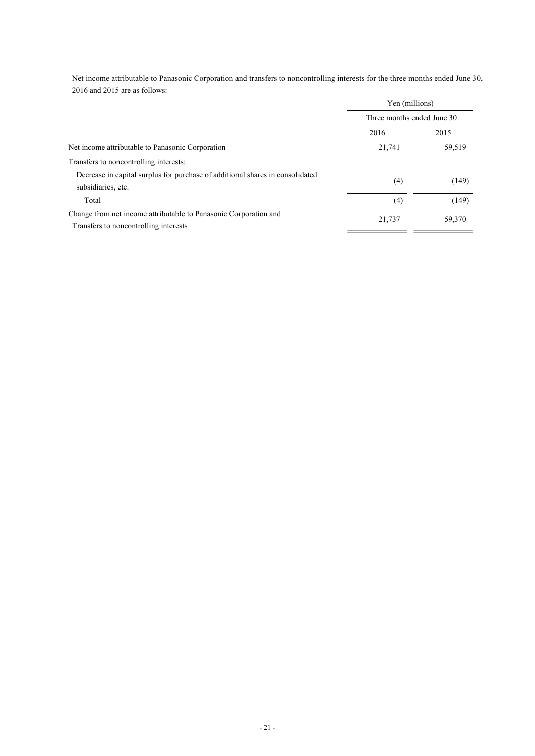Net income attributable to Panasonic Corporation and transfers to noncontrolling interests for the three months ended June 30, 2016 and 2015 are as follows:

| | Yen (millions) | |
|---|---|---|
| | Three months ended June 30 | |
| | 2016 | 2015 |
| Net income attributable to Panasonic Corporation | 21,741 | 59,519 |
| Transfers to noncontrolling interests: | | |
| Decrease in capital surplus for purchase of additional shares in consolidated subsidiaries, etc. | (4) | (149) |
| Total | (4) | (149) |
| Change from net income attributable to Panasonic Corporation and Transfers to noncontrolling interests | 21,737 | 59,370 |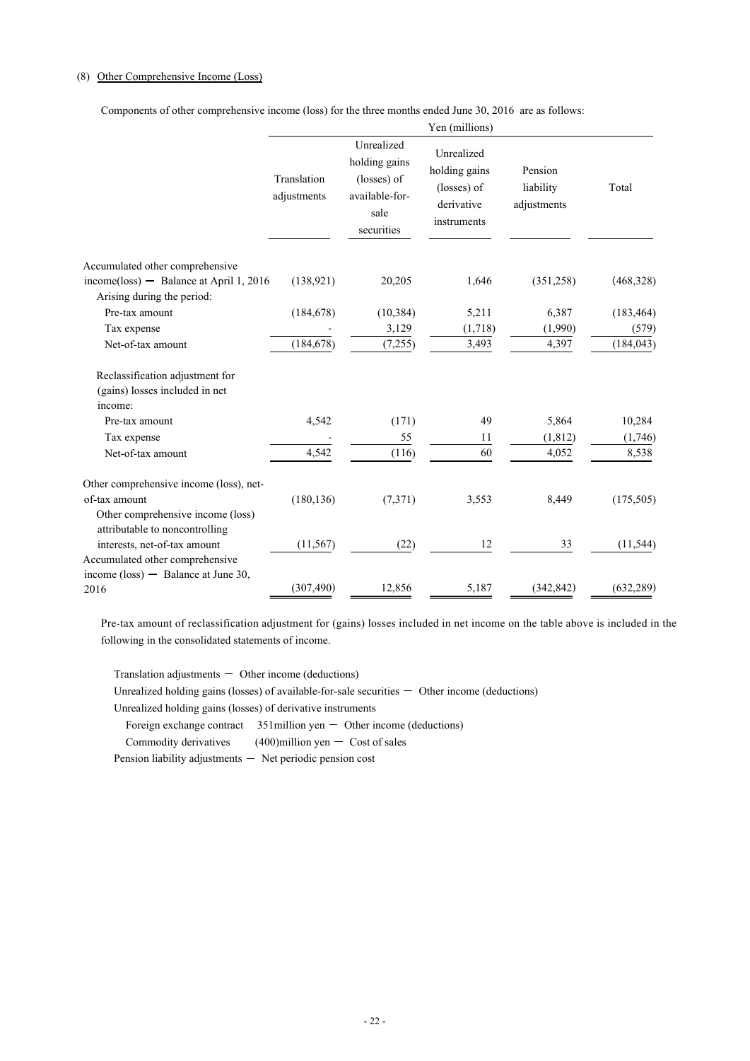(8) Other Comprehensive Income (Loss)

Components of other comprehensive income (loss) for the three months ended June 30, 2016 are as follows:

| | Yen (millions) | | | | |
|---|---|---|---|---|---|
| | Translation adjustments | Unrealized holding gains (losses) of available-for-sale securities | Unrealized holding gains (losses) of derivative instruments | Pension liability adjustments | Total |
| Accumulated other comprehensive income(loss) ― Balance at April 1, 2016 | (138,921) | 20,205 | 1,646 | (351,258) | (468,328) |
| Arising during the period: | | | | | |
| Pre-tax amount | (184,678) | (10,384) | 5,211 | 6,387 | (183,464) |
| Tax expense | - | 3,129 | (1,718) | (1,990) | (579) |
| Net-of-tax amount | (184,678) | (7,255) | 3,493 | 4,397 | (184,043) |
| Reclassification adjustment for (gains) losses included in net income: | | | | | |
| Pre-tax amount | 4,542 | (171) | 49 | 5,864 | 10,284 |
| Tax expense | - | 55 | 11 | (1,812) | (1,746) |
| Net-of-tax amount | 4,542 | (116) | 60 | 4,052 | 8,538 |
| Other comprehensive income (loss), net-of-tax amount | (180,136) | (7,371) | 3,553 | 8,449 | (175,505) |
| Other comprehensive income (loss) attributable to noncontrolling interests, net-of-tax amount | (11,567) | (22) | 12 | 33 | (11,544) |
| Accumulated other comprehensive income (loss) ― Balance at June 30, 2016 | (307,490) | 12,856 | 5,187 | (342,842) | (632,289) |

Pre-tax amount of reclassification adjustment for (gains) losses included in net income on the table above is included in the following in the consolidated statements of income.

Translation adjustments ― Other income (deductions)
Unrealized holding gains (losses) of available-for-sale securities ― Other income (deductions)
Unrealized holding gains (losses) of derivative instruments
  Foreign exchange contract  351million yen ― Other income (deductions)
  Commodity derivatives  (400)million yen ― Cost of sales
Pension liability adjustments ― Net periodic pension cost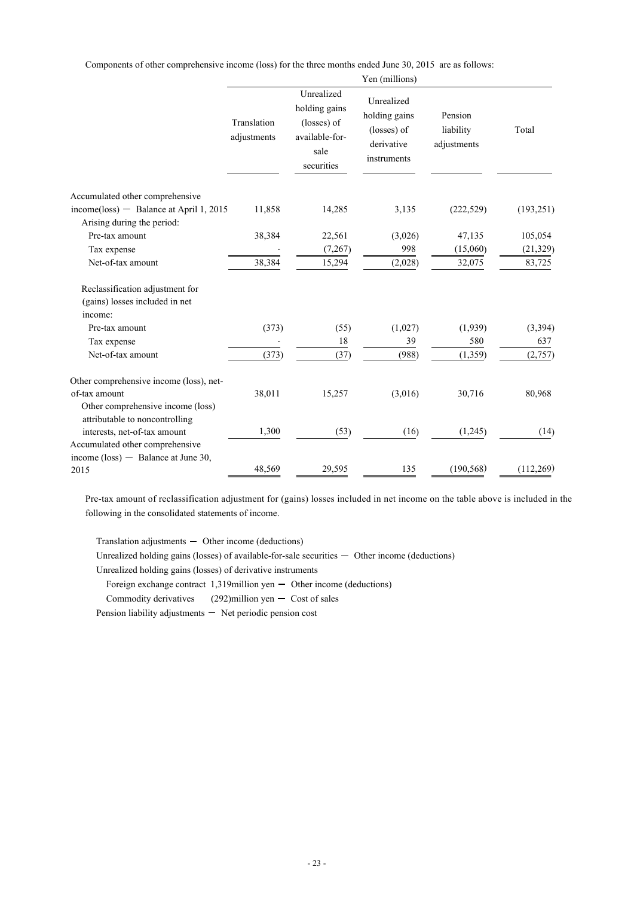Components of other comprehensive income (loss) for the three months ended June 30, 2015 are as follows:

| | Yen (millions) | | | | |
|---|---|---|---|---|---|
| | Translation adjustments | Unrealized holding gains (losses) of available-for-sale securities | Unrealized holding gains (losses) of derivative instruments | Pension liability adjustments | Total |
| Accumulated other comprehensive income(loss) ─ Balance at April 1, 2015 | 11,858 | 14,285 | 3,135 | (222,529) | (193,251) |
| Arising during the period: | | | | | |
| Pre-tax amount | 38,384 | 22,561 | (3,026) | 47,135 | 105,054 |
| Tax expense | - | (7,267) | 998 | (15,060) | (21,329) |
| Net-of-tax amount | 38,384 | 15,294 | (2,028) | 32,075 | 83,725 |
| Reclassification adjustment for (gains) losses included in net income: | | | | | |
| Pre-tax amount | (373) | (55) | (1,027) | (1,939) | (3,394) |
| Tax expense | - | 18 | 39 | 580 | 637 |
| Net-of-tax amount | (373) | (37) | (988) | (1,359) | (2,757) |
| Other comprehensive income (loss), net-of-tax amount | 38,011 | 15,257 | (3,016) | 30,716 | 80,968 |
| Other comprehensive income (loss) attributable to noncontrolling interests, net-of-tax amount | 1,300 | (53) | (16) | (1,245) | (14) |
| Accumulated other comprehensive income (loss) ─ Balance at June 30, 2015 | 48,569 | 29,595 | 135 | (190,568) | (112,269) |

Pre-tax amount of reclassification adjustment for (gains) losses included in net income on the table above is included in the following in the consolidated statements of income.

Translation adjustments ─ Other income (deductions)

Unrealized holding gains (losses) of available-for-sale securities ─ Other income (deductions)

Unrealized holding gains (losses) of derivative instruments

Foreign exchange contract 1,319million yen ─ Other income (deductions)

Commodity derivatives (292)million yen ─ Cost of sales

Pension liability adjustments ─ Net periodic pension cost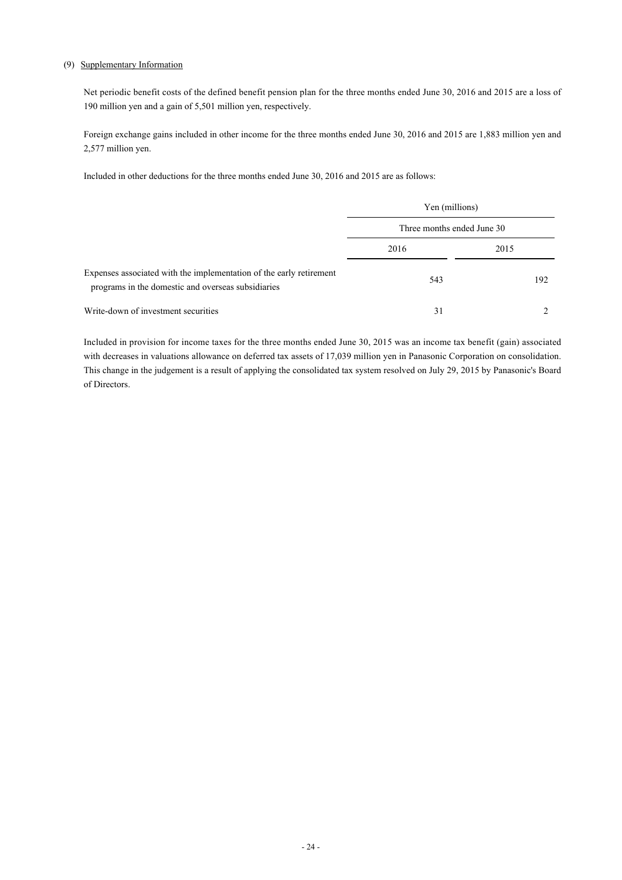### (9) Supplementary Information

Net periodic benefit costs of the defined benefit pension plan for the three months ended June 30, 2016 and 2015 are a loss of 190 million yen and a gain of 5,501 million yen, respectively.

Foreign exchange gains included in other income for the three months ended June 30, 2016 and 2015 are 1,883 million yen and 2,577 million yen.

Included in other deductions for the three months ended June 30, 2016 and 2015 are as follows:

| | Yen (millions) | |
|---|---|---|
| | Three months ended June 30 | |
| | 2016 | 2015 |
| Expenses associated with the implementation of the early retirement programs in the domestic and overseas subsidiaries | 543 | 192 |
| Write-down of investment securities | 31 | 2 |

Included in provision for income taxes for the three months ended June 30, 2015 was an income tax benefit (gain) associated with decreases in valuations allowance on deferred tax assets of 17,039 million yen in Panasonic Corporation on consolidation. This change in the judgement is a result of applying the consolidated tax system resolved on July 29, 2015 by Panasonic's Board of Directors.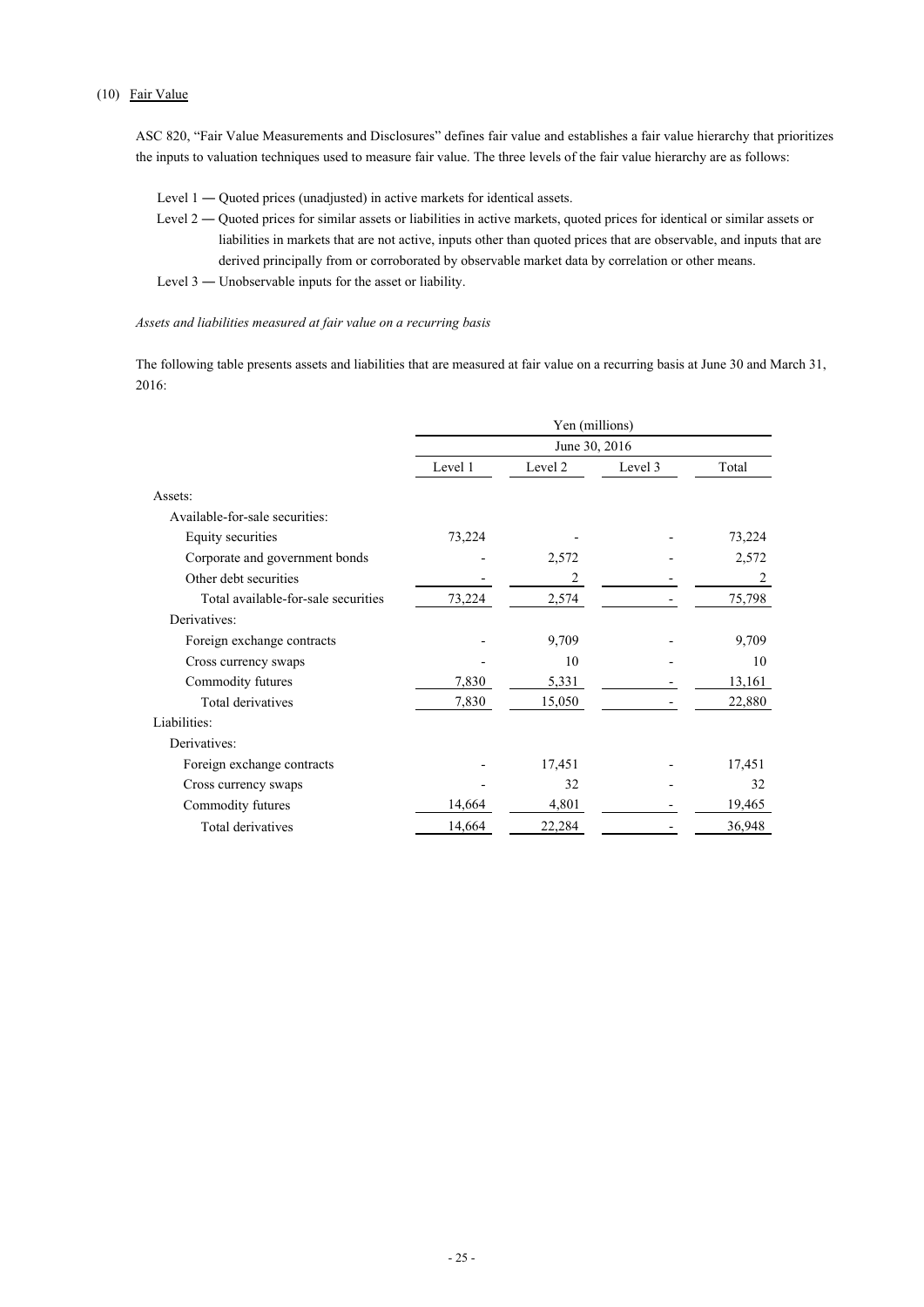(10) Fair Value

ASC 820, "Fair Value Measurements and Disclosures" defines fair value and establishes a fair value hierarchy that prioritizes the inputs to valuation techniques used to measure fair value. The three levels of the fair value hierarchy are as follows:

Level 1 ― Quoted prices (unadjusted) in active markets for identical assets.

Level 2 ― Quoted prices for similar assets or liabilities in active markets, quoted prices for identical or similar assets or liabilities in markets that are not active, inputs other than quoted prices that are observable, and inputs that are derived principally from or corroborated by observable market data by correlation or other means.

Level 3 ― Unobservable inputs for the asset or liability.

*Assets and liabilities measured at fair value on a recurring basis*

The following table presents assets and liabilities that are measured at fair value on a recurring basis at June 30 and March 31, 2016:

| | Yen (millions) | | | |
|---|---|---|---|---|
| | June 30, 2016 | | | |
| | Level 1 | Level 2 | Level 3 | Total |
| Assets: | | | | |
| Available-for-sale securities: | | | | |
| Equity securities | 73,224 | - | - | 73,224 |
| Corporate and government bonds | - | 2,572 | - | 2,572 |
| Other debt securities | - | 2 | - | 2 |
| Total available-for-sale securities | 73,224 | 2,574 | - | 75,798 |
| Derivatives: | | | | |
| Foreign exchange contracts | - | 9,709 | - | 9,709 |
| Cross currency swaps | - | 10 | - | 10 |
| Commodity futures | 7,830 | 5,331 | - | 13,161 |
| Total derivatives | 7,830 | 15,050 | - | 22,880 |
| Liabilities: | | | | |
| Derivatives: | | | | |
| Foreign exchange contracts | - | 17,451 | - | 17,451 |
| Cross currency swaps | - | 32 | - | 32 |
| Commodity futures | 14,664 | 4,801 | - | 19,465 |
| Total derivatives | 14,664 | 22,284 | - | 36,948 |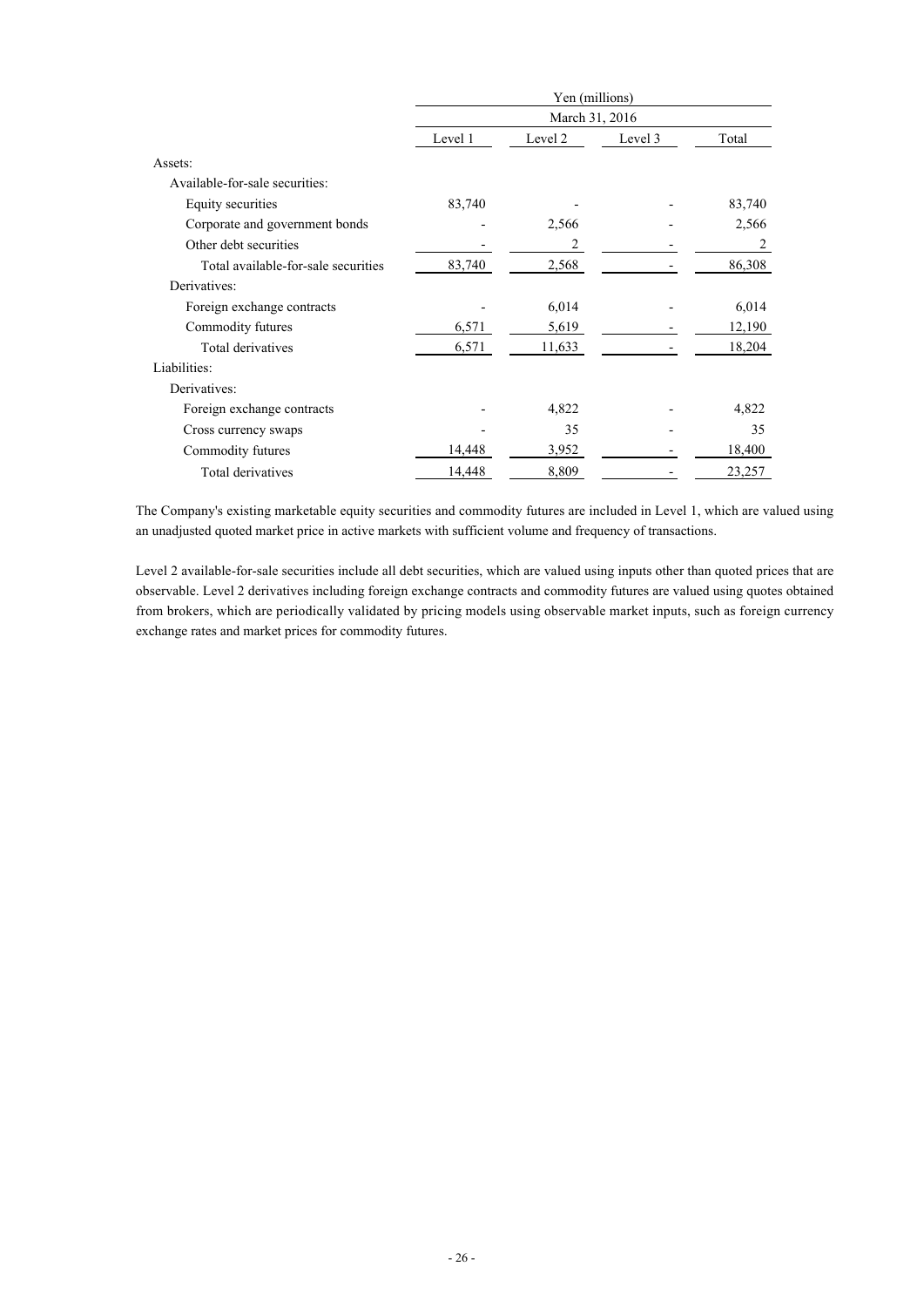| | Yen (millions) | | | |
|---|---|---|---|---|
| | March 31, 2016 | | | |
| | Level 1 | Level 2 | Level 3 | Total |
| Assets: | | | | |
| Available-for-sale securities: | | | | |
| Equity securities | 83,740 | - | - | 83,740 |
| Corporate and government bonds | - | 2,566 | - | 2,566 |
| Other debt securities | - | 2 | - | 2 |
| Total available-for-sale securities | 83,740 | 2,568 | - | 86,308 |
| Derivatives: | | | | |
| Foreign exchange contracts | - | 6,014 | - | 6,014 |
| Commodity futures | 6,571 | 5,619 | - | 12,190 |
| Total derivatives | 6,571 | 11,633 | - | 18,204 |
| Liabilities: | | | | |
| Derivatives: | | | | |
| Foreign exchange contracts | - | 4,822 | - | 4,822 |
| Cross currency swaps | - | 35 | - | 35 |
| Commodity futures | 14,448 | 3,952 | - | 18,400 |
| Total derivatives | 14,448 | 8,809 | - | 23,257 |

The Company's existing marketable equity securities and commodity futures are included in Level 1, which are valued using an unadjusted quoted market price in active markets with sufficient volume and frequency of transactions.

Level 2 available-for-sale securities include all debt securities, which are valued using inputs other than quoted prices that are observable. Level 2 derivatives including foreign exchange contracts and commodity futures are valued using quotes obtained from brokers, which are periodically validated by pricing models using observable market inputs, such as foreign currency exchange rates and market prices for commodity futures.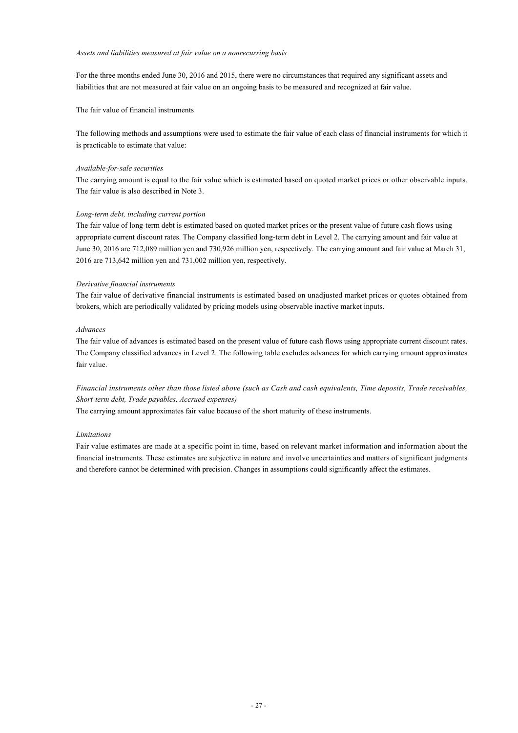*Assets and liabilities measured at fair value on a nonrecurring basis*

For the three months ended June 30, 2016 and 2015, there were no circumstances that required any significant assets and liabilities that are not measured at fair value on an ongoing basis to be measured and recognized at fair value.

The fair value of financial instruments

The following methods and assumptions were used to estimate the fair value of each class of financial instruments for which it is practicable to estimate that value:

*Available-for-sale securities*

The carrying amount is equal to the fair value which is estimated based on quoted market prices or other observable inputs. The fair value is also described in Note 3.

*Long-term debt, including current portion*

The fair value of long-term debt is estimated based on quoted market prices or the present value of future cash flows using appropriate current discount rates. The Company classified long-term debt in Level 2. The carrying amount and fair value at June 30, 2016 are 712,089 million yen and 730,926 million yen, respectively. The carrying amount and fair value at March 31, 2016 are 713,642 million yen and 731,002 million yen, respectively.

*Derivative financial instruments*

The fair value of derivative financial instruments is estimated based on unadjusted market prices or quotes obtained from brokers, which are periodically validated by pricing models using observable inactive market inputs.

*Advances*

The fair value of advances is estimated based on the present value of future cash flows using appropriate current discount rates. The Company classified advances in Level 2. The following table excludes advances for which carrying amount approximates fair value.

*Financial instruments other than those listed above (such as Cash and cash equivalents, Time deposits, Trade receivables, Short-term debt, Trade payables, Accrued expenses)*

The carrying amount approximates fair value because of the short maturity of these instruments.

*Limitations*

Fair value estimates are made at a specific point in time, based on relevant market information and information about the financial instruments. These estimates are subjective in nature and involve uncertainties and matters of significant judgments and therefore cannot be determined with precision. Changes in assumptions could significantly affect the estimates.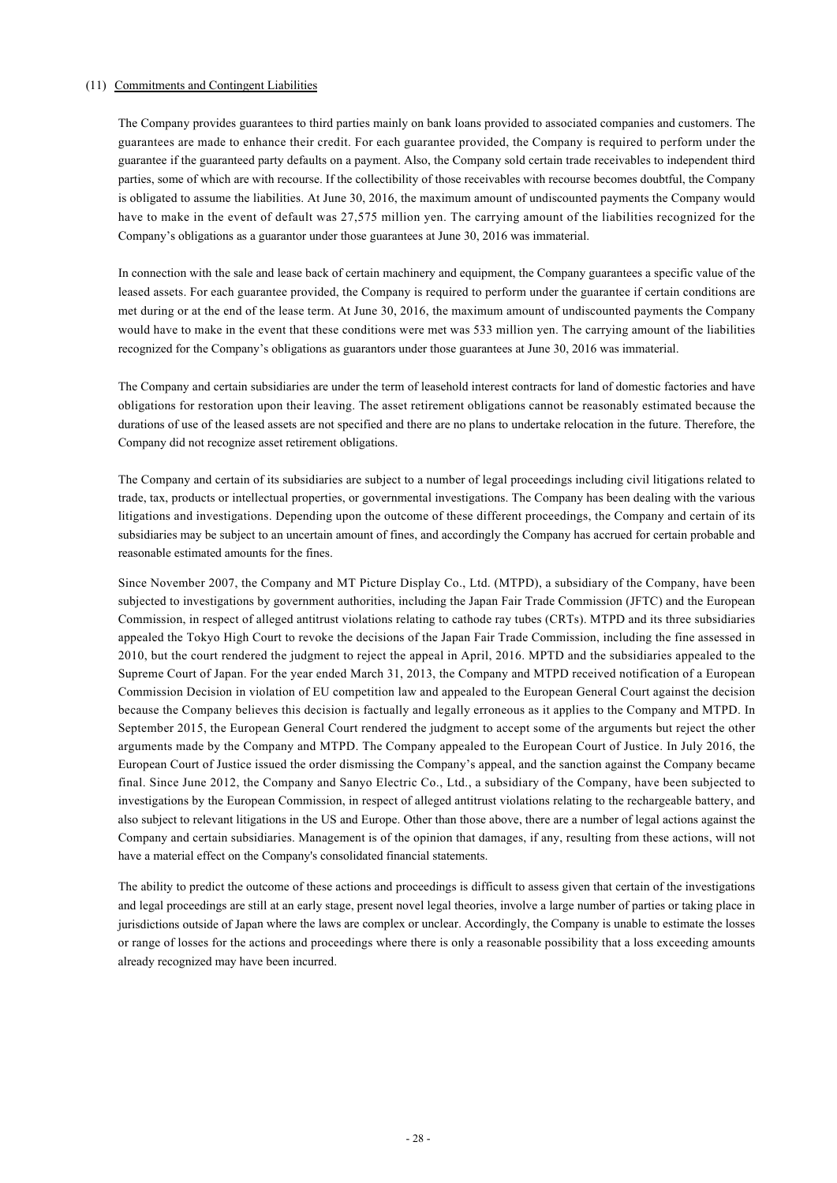## (11) Commitments and Contingent Liabilities

The Company provides guarantees to third parties mainly on bank loans provided to associated companies and customers. The guarantees are made to enhance their credit. For each guarantee provided, the Company is required to perform under the guarantee if the guaranteed party defaults on a payment. Also, the Company sold certain trade receivables to independent third parties, some of which are with recourse. If the collectibility of those receivables with recourse becomes doubtful, the Company is obligated to assume the liabilities. At June 30, 2016, the maximum amount of undiscounted payments the Company would have to make in the event of default was 27,575 million yen. The carrying amount of the liabilities recognized for the Company's obligations as a guarantor under those guarantees at June 30, 2016 was immaterial.

In connection with the sale and lease back of certain machinery and equipment, the Company guarantees a specific value of the leased assets. For each guarantee provided, the Company is required to perform under the guarantee if certain conditions are met during or at the end of the lease term. At June 30, 2016, the maximum amount of undiscounted payments the Company would have to make in the event that these conditions were met was 533 million yen. The carrying amount of the liabilities recognized for the Company's obligations as guarantors under those guarantees at June 30, 2016 was immaterial.

The Company and certain subsidiaries are under the term of leasehold interest contracts for land of domestic factories and have obligations for restoration upon their leaving. The asset retirement obligations cannot be reasonably estimated because the durations of use of the leased assets are not specified and there are no plans to undertake relocation in the future. Therefore, the Company did not recognize asset retirement obligations.

The Company and certain of its subsidiaries are subject to a number of legal proceedings including civil litigations related to trade, tax, products or intellectual properties, or governmental investigations. The Company has been dealing with the various litigations and investigations. Depending upon the outcome of these different proceedings, the Company and certain of its subsidiaries may be subject to an uncertain amount of fines, and accordingly the Company has accrued for certain probable and reasonable estimated amounts for the fines.

Since November 2007, the Company and MT Picture Display Co., Ltd. (MTPD), a subsidiary of the Company, have been subjected to investigations by government authorities, including the Japan Fair Trade Commission (JFTC) and the European Commission, in respect of alleged antitrust violations relating to cathode ray tubes (CRTs). MTPD and its three subsidiaries appealed the Tokyo High Court to revoke the decisions of the Japan Fair Trade Commission, including the fine assessed in 2010, but the court rendered the judgment to reject the appeal in April, 2016. MPTD and the subsidiaries appealed to the Supreme Court of Japan. For the year ended March 31, 2013, the Company and MTPD received notification of a European Commission Decision in violation of EU competition law and appealed to the European General Court against the decision because the Company believes this decision is factually and legally erroneous as it applies to the Company and MTPD. In September 2015, the European General Court rendered the judgment to accept some of the arguments but reject the other arguments made by the Company and MTPD. The Company appealed to the European Court of Justice. In July 2016, the European Court of Justice issued the order dismissing the Company's appeal, and the sanction against the Company became final. Since June 2012, the Company and Sanyo Electric Co., Ltd., a subsidiary of the Company, have been subjected to investigations by the European Commission, in respect of alleged antitrust violations relating to the rechargeable battery, and also subject to relevant litigations in the US and Europe. Other than those above, there are a number of legal actions against the Company and certain subsidiaries. Management is of the opinion that damages, if any, resulting from these actions, will not have a material effect on the Company's consolidated financial statements.

The ability to predict the outcome of these actions and proceedings is difficult to assess given that certain of the investigations and legal proceedings are still at an early stage, present novel legal theories, involve a large number of parties or taking place in jurisdictions outside of Japan where the laws are complex or unclear. Accordingly, the Company is unable to estimate the losses or range of losses for the actions and proceedings where there is only a reasonable possibility that a loss exceeding amounts already recognized may have been incurred.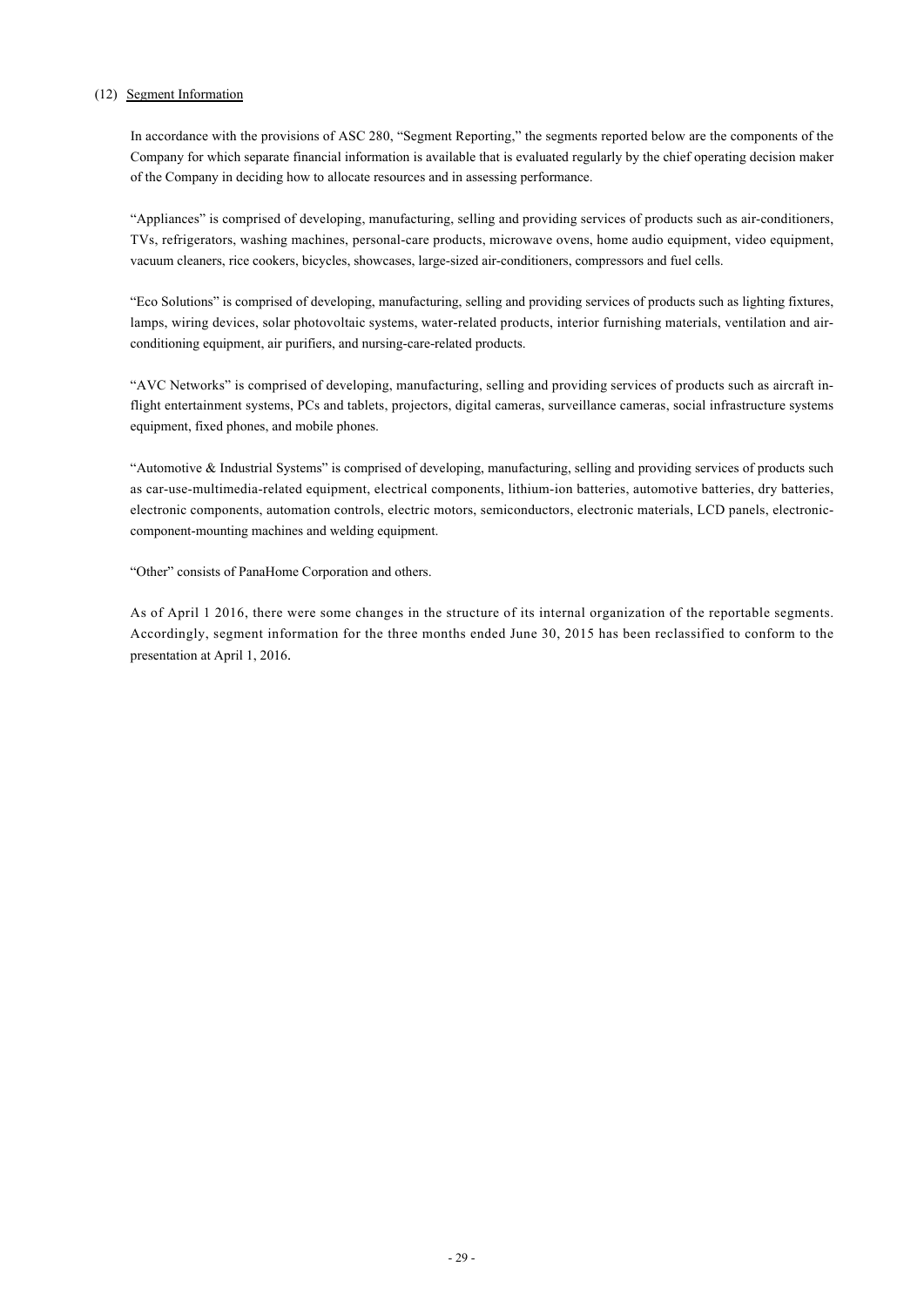## (12) Segment Information

In accordance with the provisions of ASC 280, "Segment Reporting," the segments reported below are the components of the Company for which separate financial information is available that is evaluated regularly by the chief operating decision maker of the Company in deciding how to allocate resources and in assessing performance.

"Appliances" is comprised of developing, manufacturing, selling and providing services of products such as air-conditioners, TVs, refrigerators, washing machines, personal-care products, microwave ovens, home audio equipment, video equipment, vacuum cleaners, rice cookers, bicycles, showcases, large-sized air-conditioners, compressors and fuel cells.

"Eco Solutions" is comprised of developing, manufacturing, selling and providing services of products such as lighting fixtures, lamps, wiring devices, solar photovoltaic systems, water-related products, interior furnishing materials, ventilation and air-conditioning equipment, air purifiers, and nursing-care-related products.

"AVC Networks" is comprised of developing, manufacturing, selling and providing services of products such as aircraft in-flight entertainment systems, PCs and tablets, projectors, digital cameras, surveillance cameras, social infrastructure systems equipment, fixed phones, and mobile phones.

"Automotive & Industrial Systems" is comprised of developing, manufacturing, selling and providing services of products such as car-use-multimedia-related equipment, electrical components, lithium-ion batteries, automotive batteries, dry batteries, electronic components, automation controls, electric motors, semiconductors, electronic materials, LCD panels, electronic-component-mounting machines and welding equipment.

"Other" consists of PanaHome Corporation and others.

As of April 1 2016, there were some changes in the structure of its internal organization of the reportable segments. Accordingly, segment information for the three months ended June 30, 2015 has been reclassified to conform to the presentation at April 1, 2016.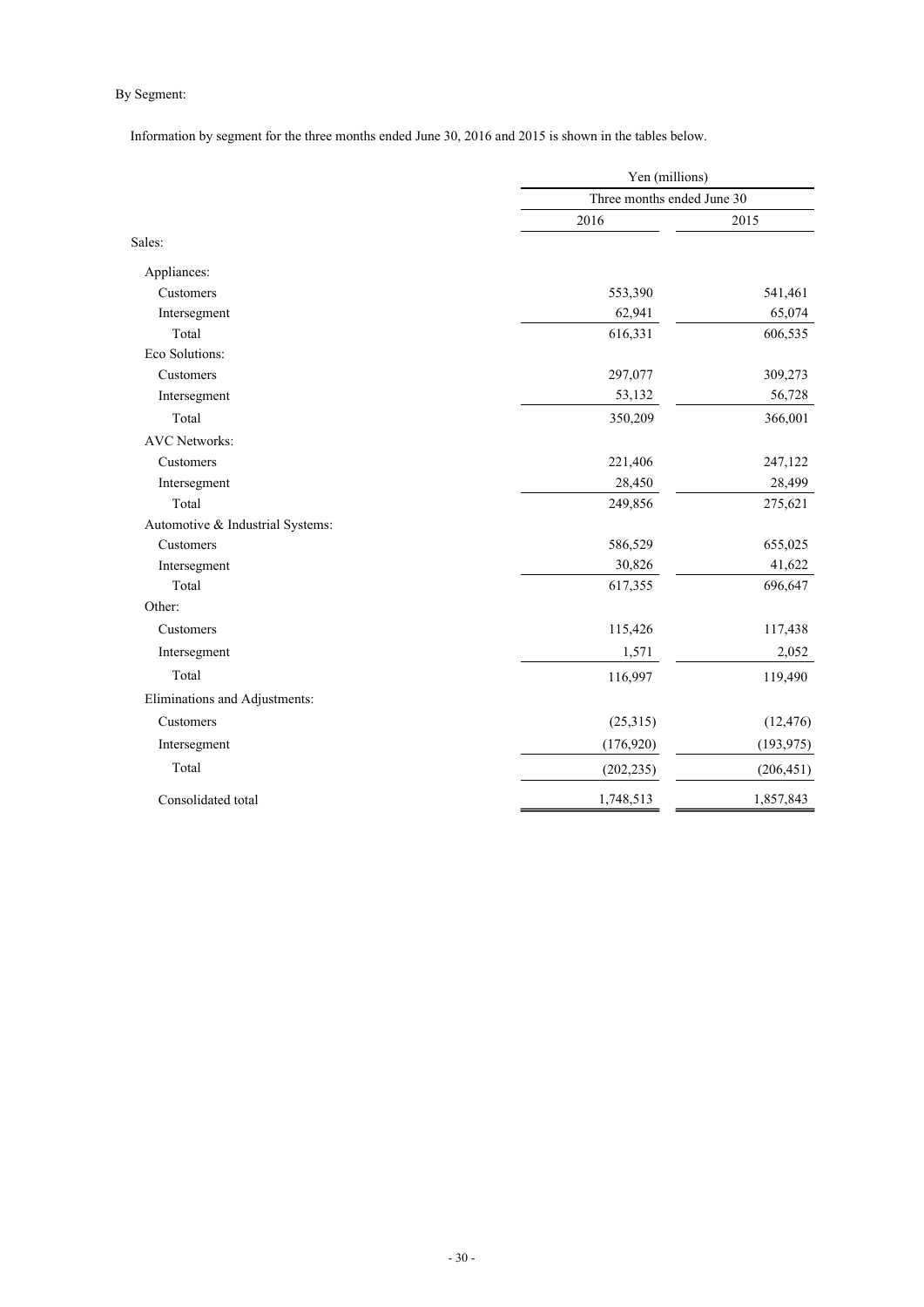By Segment:

Information by segment for the three months ended June 30, 2016 and 2015 is shown in the tables below.

| | Yen (millions) | |
|---|---|---|
| | Three months ended June 30 | |
| | 2016 | 2015 |
| Sales: | | |
| Appliances: | | |
| Customers | 553,390 | 541,461 |
| Intersegment | 62,941 | 65,074 |
| Total | 616,331 | 606,535 |
| Eco Solutions: | | |
| Customers | 297,077 | 309,273 |
| Intersegment | 53,132 | 56,728 |
| Total | 350,209 | 366,001 |
| AVC Networks: | | |
| Customers | 221,406 | 247,122 |
| Intersegment | 28,450 | 28,499 |
| Total | 249,856 | 275,621 |
| Automotive & Industrial Systems: | | |
| Customers | 586,529 | 655,025 |
| Intersegment | 30,826 | 41,622 |
| Total | 617,355 | 696,647 |
| Other: | | |
| Customers | 115,426 | 117,438 |
| Intersegment | 1,571 | 2,052 |
| Total | 116,997 | 119,490 |
| Eliminations and Adjustments: | | |
| Customers | (25,315) | (12,476) |
| Intersegment | (176,920) | (193,975) |
| Total | (202,235) | (206,451) |
| Consolidated total | 1,748,513 | 1,857,843 |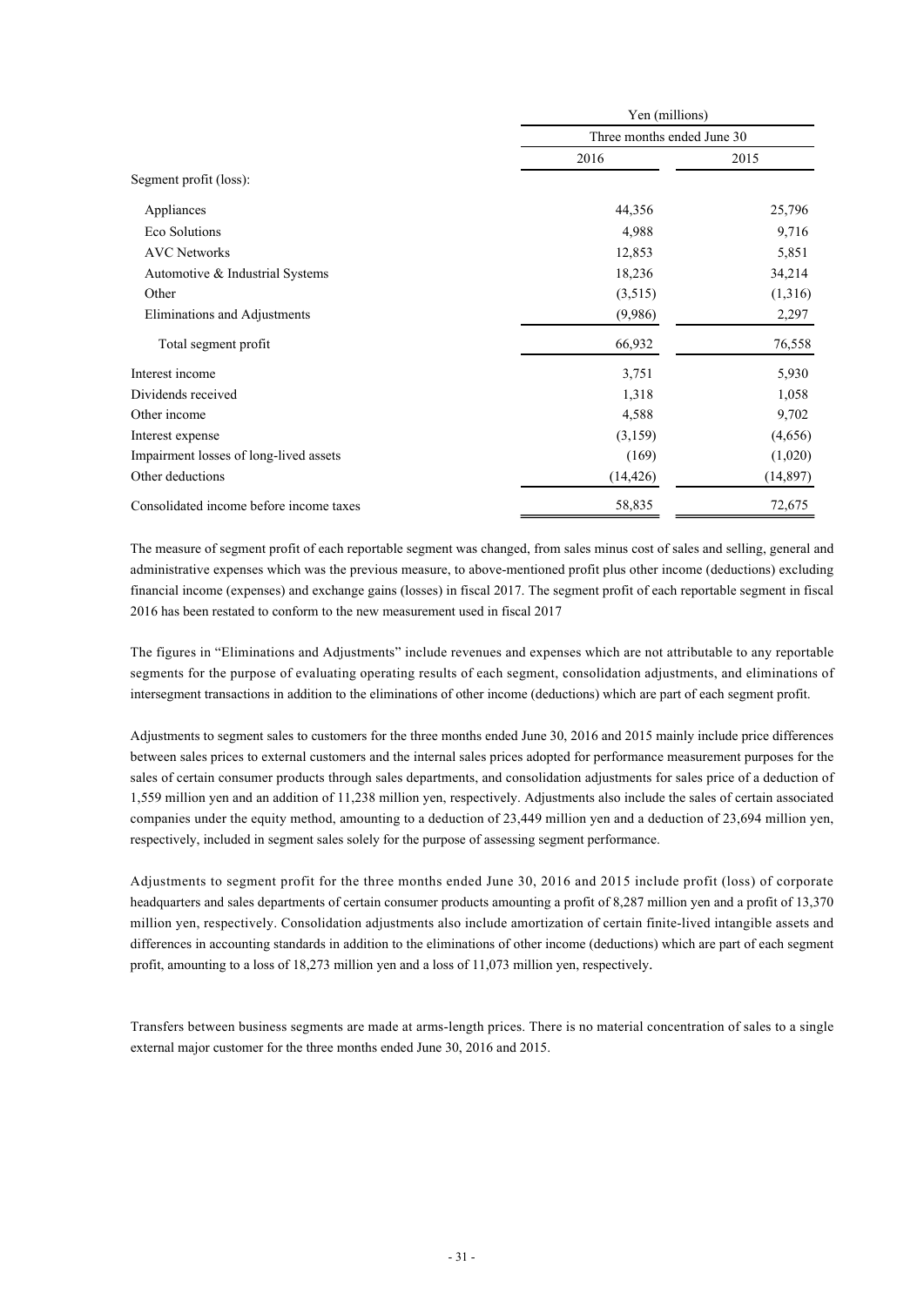| | Yen (millions) | |
|---|---|---|
| | Three months ended June 30 | |
| | 2016 | 2015 |
| Segment profit (loss): | | |
| Appliances | 44,356 | 25,796 |
| Eco Solutions | 4,988 | 9,716 |
| AVC Networks | 12,853 | 5,851 |
| Automotive & Industrial Systems | 18,236 | 34,214 |
| Other | (3,515) | (1,316) |
| Eliminations and Adjustments | (9,986) | 2,297 |
| Total segment profit | 66,932 | 76,558 |
| Interest income | 3,751 | 5,930 |
| Dividends received | 1,318 | 1,058 |
| Other income | 4,588 | 9,702 |
| Interest expense | (3,159) | (4,656) |
| Impairment losses of long-lived assets | (169) | (1,020) |
| Other deductions | (14,426) | (14,897) |
| Consolidated income before income taxes | 58,835 | 72,675 |

The measure of segment profit of each reportable segment was changed, from sales minus cost of sales and selling, general and administrative expenses which was the previous measure, to above-mentioned profit plus other income (deductions) excluding financial income (expenses) and exchange gains (losses) in fiscal 2017. The segment profit of each reportable segment in fiscal 2016 has been restated to conform to the new measurement used in fiscal 2017

The figures in "Eliminations and Adjustments" include revenues and expenses which are not attributable to any reportable segments for the purpose of evaluating operating results of each segment, consolidation adjustments, and eliminations of intersegment transactions in addition to the eliminations of other income (deductions) which are part of each segment profit.

Adjustments to segment sales to customers for the three months ended June 30, 2016 and 2015 mainly include price differences between sales prices to external customers and the internal sales prices adopted for performance measurement purposes for the sales of certain consumer products through sales departments, and consolidation adjustments for sales price of a deduction of 1,559 million yen and an addition of 11,238 million yen, respectively. Adjustments also include the sales of certain associated companies under the equity method, amounting to a deduction of 23,449 million yen and a deduction of 23,694 million yen, respectively, included in segment sales solely for the purpose of assessing segment performance.

Adjustments to segment profit for the three months ended June 30, 2016 and 2015 include profit (loss) of corporate headquarters and sales departments of certain consumer products amounting a profit of 8,287 million yen and a profit of 13,370 million yen, respectively. Consolidation adjustments also include amortization of certain finite-lived intangible assets and differences in accounting standards in addition to the eliminations of other income (deductions) which are part of each segment profit, amounting to a loss of 18,273 million yen and a loss of 11,073 million yen, respectively.

Transfers between business segments are made at arms-length prices. There is no material concentration of sales to a single external major customer for the three months ended June 30, 2016 and 2015.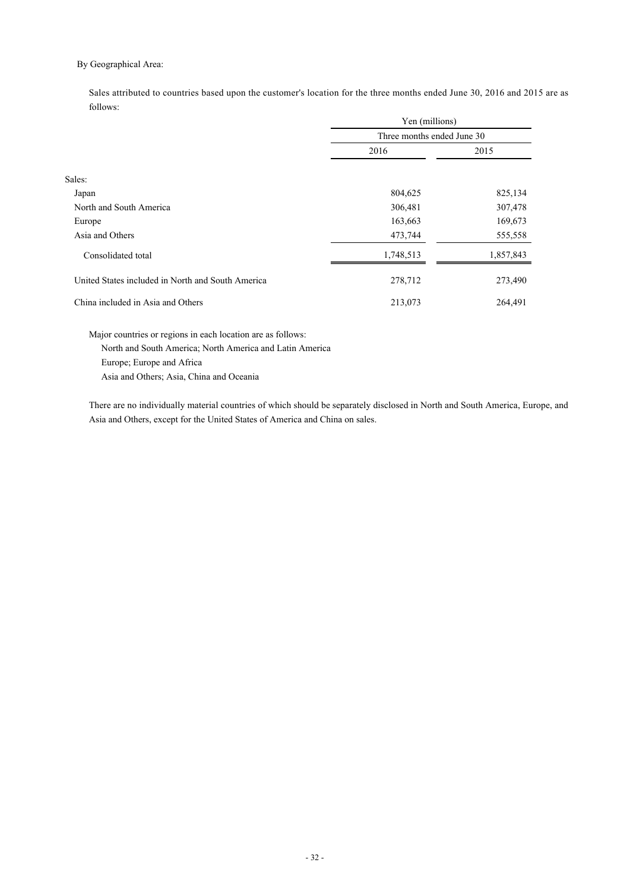By Geographical Area:

Sales attributed to countries based upon the customer's location for the three months ended June 30, 2016 and 2015 are as follows:

| | Yen (millions) | |
|---|---|---|
| | Three months ended June 30 | |
| | 2016 | 2015 |
| Sales: | | |
| Japan | 804,625 | 825,134 |
| North and South America | 306,481 | 307,478 |
| Europe | 163,663 | 169,673 |
| Asia and Others | 473,744 | 555,558 |
| Consolidated total | 1,748,513 | 1,857,843 |
| United States included in North and South America | 278,712 | 273,490 |
| China included in Asia and Others | 213,073 | 264,491 |

Major countries or regions in each location are as follows:

North and South America; North America and Latin America

Europe; Europe and Africa

Asia and Others; Asia, China and Oceania

There are no individually material countries of which should be separately disclosed in North and South America, Europe, and Asia and Others, except for the United States of America and China on sales.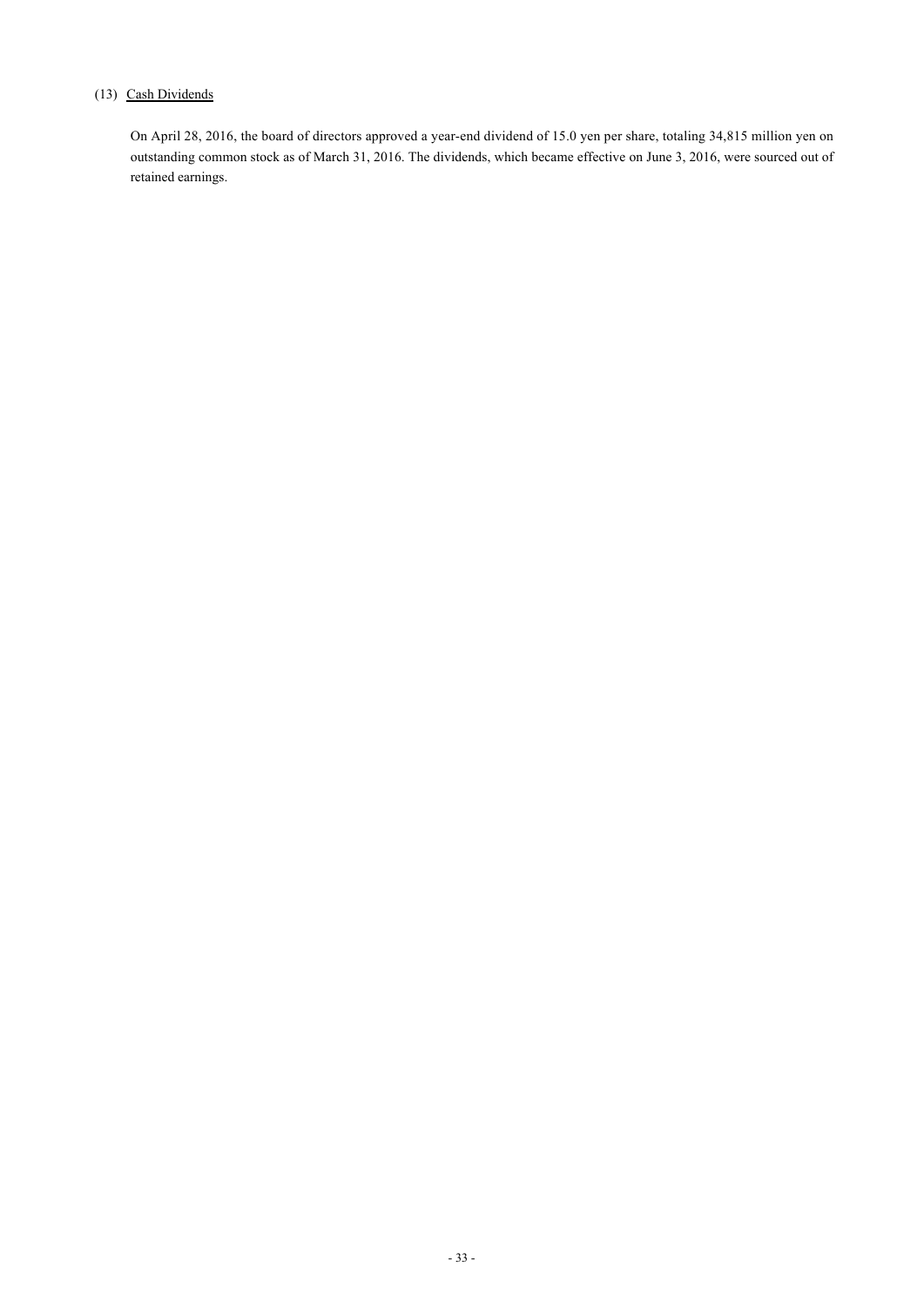### (13) Cash Dividends

On April 28, 2016, the board of directors approved a year-end dividend of 15.0 yen per share, totaling 34,815 million yen on outstanding common stock as of March 31, 2016. The dividends, which became effective on June 3, 2016, were sourced out of retained earnings.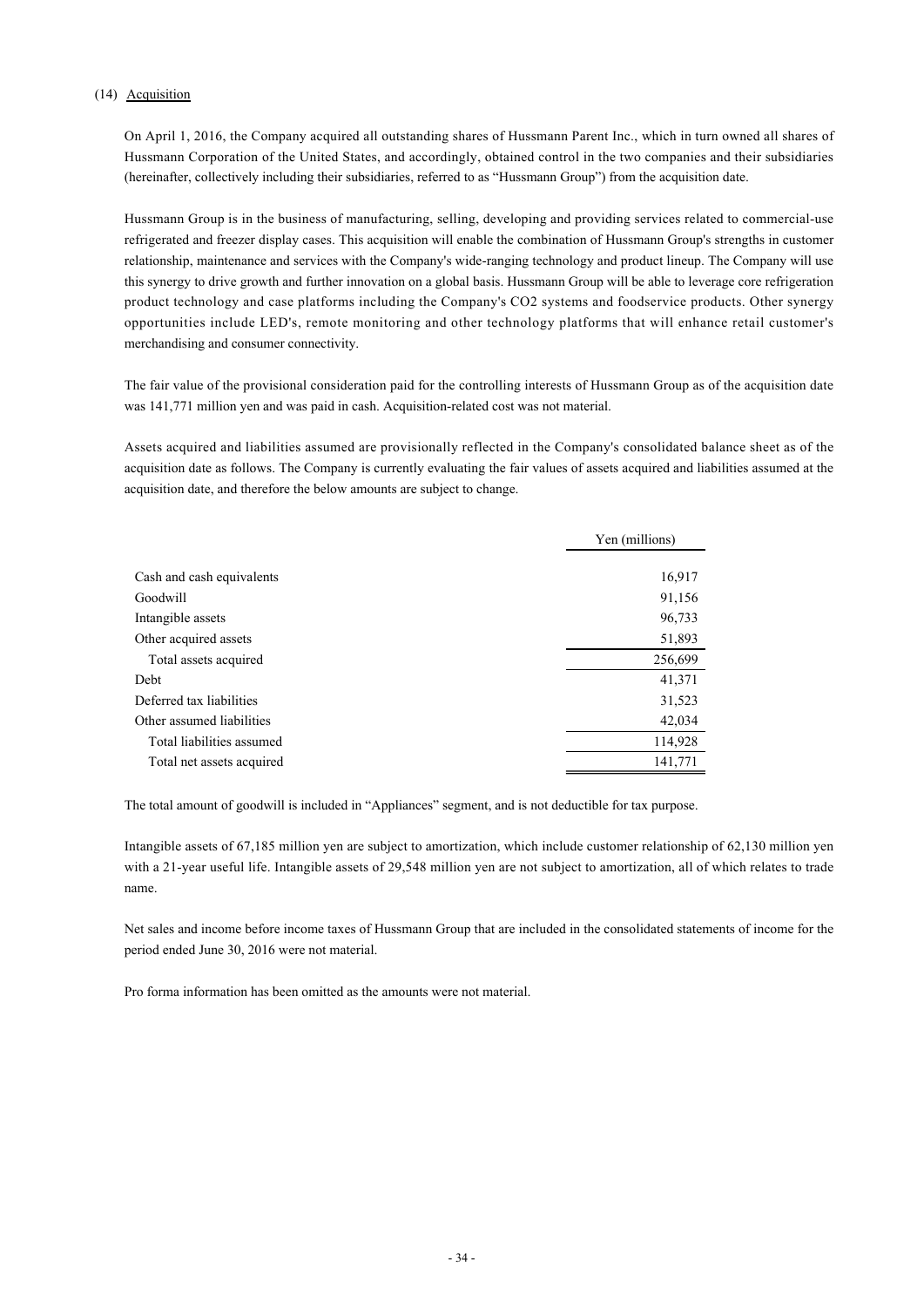## (14) Acquisition

On April 1, 2016, the Company acquired all outstanding shares of Hussmann Parent Inc., which in turn owned all shares of Hussmann Corporation of the United States, and accordingly, obtained control in the two companies and their subsidiaries (hereinafter, collectively including their subsidiaries, referred to as "Hussmann Group") from the acquisition date.

Hussmann Group is in the business of manufacturing, selling, developing and providing services related to commercial-use refrigerated and freezer display cases. This acquisition will enable the combination of Hussmann Group's strengths in customer relationship, maintenance and services with the Company's wide-ranging technology and product lineup. The Company will use this synergy to drive growth and further innovation on a global basis. Hussmann Group will be able to leverage core refrigeration product technology and case platforms including the Company's $CO_2$ systems and foodservice products. Other synergy opportunities include LED's, remote monitoring and other technology platforms that will enhance retail customer's merchandising and consumer connectivity.

The fair value of the provisional consideration paid for the controlling interests of Hussmann Group as of the acquisition date was 141,771 million yen and was paid in cash. Acquisition-related cost was not material.

Assets acquired and liabilities assumed are provisionally reflected in the Company's consolidated balance sheet as of the acquisition date as follows. The Company is currently evaluating the fair values of assets acquired and liabilities assumed at the acquisition date, and therefore the below amounts are subject to change.

| | Yen (millions) |
|---|---|
| Cash and cash equivalents | 16,917 |
| Goodwill | 91,156 |
| Intangible assets | 96,733 |
| Other acquired assets | 51,893 |
| Total assets acquired | 256,699 |
| Debt | 41,371 |
| Deferred tax liabilities | 31,523 |
| Other assumed liabilities | 42,034 |
| Total liabilities assumed | 114,928 |
| Total net assets acquired | 141,771 |

The total amount of goodwill is included in "Appliances" segment, and is not deductible for tax purpose.

Intangible assets of 67,185 million yen are subject to amortization, which include customer relationship of 62,130 million yen with a 21-year useful life. Intangible assets of 29,548 million yen are not subject to amortization, all of which relates to trade name.

Net sales and income before income taxes of Hussmann Group that are included in the consolidated statements of income for the period ended June 30, 2016 were not material.

Pro forma information has been omitted as the amounts were not material.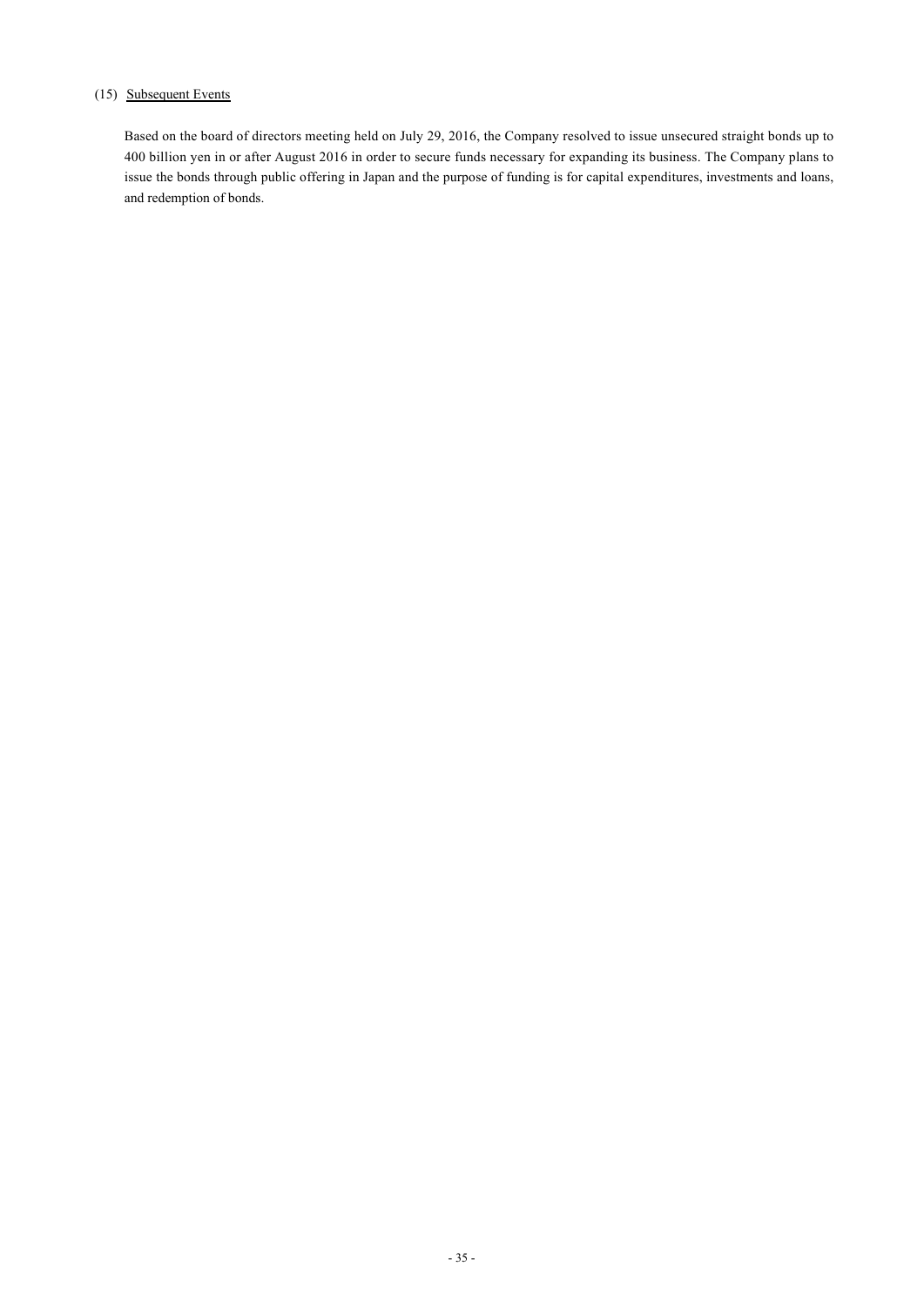## (15) Subsequent Events

Based on the board of directors meeting held on July 29, 2016, the Company resolved to issue unsecured straight bonds up to 400 billion yen in or after August 2016 in order to secure funds necessary for expanding its business. The Company plans to issue the bonds through public offering in Japan and the purpose of funding is for capital expenditures, investments and loans, and redemption of bonds.